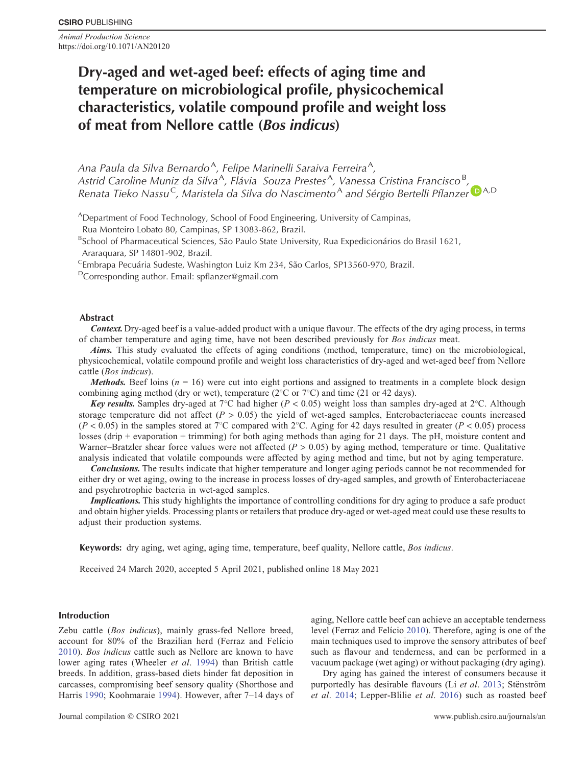CSIRO PUBLISHING

*Animal Production Science*
https://doi.org/10.1071/AN20120

# Dry-aged and wet-aged beef: effects of aging time and temperature on microbiological profile, physicochemical characteristics, volatile compound profile and weight loss of meat from Nellore cattle (*Bos indicus*)

*Ana Paula da Silva Bernardo*[A], *Felipe Marinelli Saraiva Ferreira*[A], *Astrid Caroline Muniz da Silva*[A], *Flávia Souza Prestes*[A], *Vanessa Cristina Francisco*[B], *Renata Tieko Nassu*[C], *Maristela da Silva do Nascimento*[A] and *Sérgio Bertelli Pflanzer*[A,D]

[A]Department of Food Technology, School of Food Engineering, University of Campinas, Rua Monteiro Lobato 80, Campinas, SP 13083-862, Brazil.

[B]School of Pharmaceutical Sciences, São Paulo State University, Rua Expedicionários do Brasil 1621, Araraquara, SP 14801-902, Brazil.

[C]Embrapa Pecuária Sudeste, Washington Luiz Km 234, São Carlos, SP13560-970, Brazil.

[D]Corresponding author. Email: spflanzer@gmail.com

## Abstract

***Context.*** Dry-aged beef is a value-added product with a unique flavour. The effects of the dry aging process, in terms of chamber temperature and aging time, have not been described previously for *Bos indicus* meat.

***Aims.*** This study evaluated the effects of aging conditions (method, temperature, time) on the microbiological, physicochemical, volatile compound profile and weight loss characteristics of dry-aged and wet-aged beef from Nellore cattle (*Bos indicus*).

***Methods.*** Beef loins ($n = 16$) were cut into eight portions and assigned to treatments in a complete block design combining aging method (dry or wet), temperature (2°C or 7°C) and time (21 or 42 days).

***Key results.*** Samples dry-aged at 7°C had higher ($P < 0.05$) weight loss than samples dry-aged at 2°C. Although storage temperature did not affect ($P > 0.05$) the yield of wet-aged samples, Enterobacteriaceae counts increased ($P < 0.05$) in the samples stored at 7°C compared with 2°C. Aging for 42 days resulted in greater ($P < 0.05$) process losses (drip + evaporation + trimming) for both aging methods than aging for 21 days. The pH, moisture content and Warner–Bratzler shear force values were not affected ($P > 0.05$) by aging method, temperature or time. Qualitative analysis indicated that volatile compounds were affected by aging method and time, but not by aging temperature.

***Conclusions.*** The results indicate that higher temperature and longer aging periods cannot be not recommended for either dry or wet aging, owing to the increase in process losses of dry-aged samples, and growth of Enterobacteriaceae and psychrotrophic bacteria in wet-aged samples.

***Implications.*** This study highlights the importance of controlling conditions for dry aging to produce a safe product and obtain higher yields. Processing plants or retailers that produce dry-aged or wet-aged meat could use these results to adjust their production systems.

**Keywords:** dry aging, wet aging, aging time, temperature, beef quality, Nellore cattle, *Bos indicus*.

Received 24 March 2020, accepted 5 April 2021, published online 18 May 2021

## Introduction

Zebu cattle (*Bos indicus*), mainly grass-fed Nellore breed, account for 80% of the Brazilian herd (Ferraz and Felício 2010). *Bos indicus* cattle such as Nellore are known to have lower aging rates (Wheeler *et al*. 1994) than British cattle breeds. In addition, grass-based diets hinder fat deposition in carcasses, compromising beef sensory quality (Shorthose and Harris 1990; Koohmaraie 1994). However, after 7–14 days of aging, Nellore cattle beef can achieve an acceptable tenderness level (Ferraz and Felício 2010). Therefore, aging is one of the main techniques used to improve the sensory attributes of beef such as flavour and tenderness, and can be performed in a vacuum package (wet aging) or without packaging (dry aging).

Dry aging has gained the interest of consumers because it purportedly has desirable flavours (Li *et al*. 2013; Stěnström *et al*. 2014; Lepper-Blilie *et al*. 2016) such as roasted beef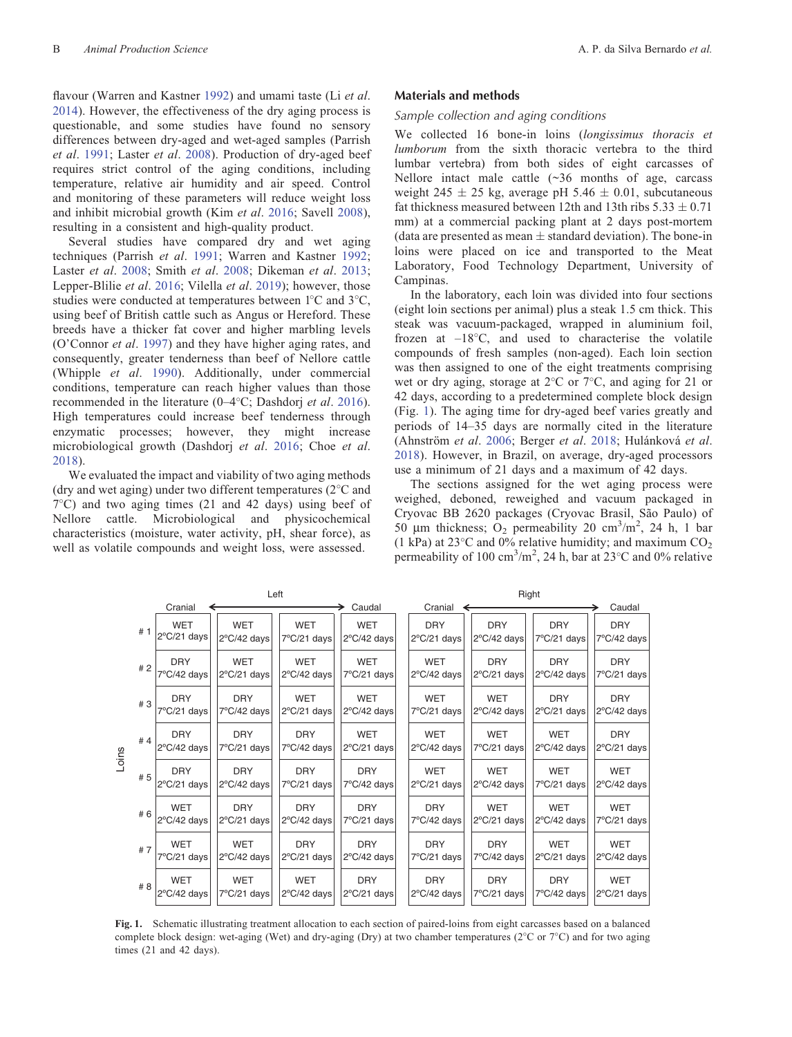flavour (Warren and Kastner 1992) and umami taste (Li *et al*. 2014). However, the effectiveness of the dry aging process is questionable, and some studies have found no sensory differences between dry-aged and wet-aged samples (Parrish *et al*. 1991; Laster *et al*. 2008). Production of dry-aged beef requires strict control of the aging conditions, including temperature, relative air humidity and air speed. Control and monitoring of these parameters will reduce weight loss and inhibit microbial growth (Kim *et al*. 2016; Savell 2008), resulting in a consistent and high-quality product.

Several studies have compared dry and wet aging techniques (Parrish *et al*. 1991; Warren and Kastner 1992; Laster *et al*. 2008; Smith *et al*. 2008; Dikeman *et al*. 2013; Lepper-Blilie *et al*. 2016; Vilella *et al*. 2019); however, those studies were conducted at temperatures between 1°C and 3°C, using beef of British cattle such as Angus or Hereford. These breeds have a thicker fat cover and higher marbling levels (O'Connor *et al*. 1997) and they have higher aging rates, and consequently, greater tenderness than beef of Nellore cattle (Whipple *et al*. 1990). Additionally, under commercial conditions, temperature can reach higher values than those recommended in the literature (0–4°C; Dashdorj *et al*. 2016). High temperatures could increase beef tenderness through enzymatic processes; however, they might increase microbiological growth (Dashdorj *et al*. 2016; Choe *et al*. 2018).

We evaluated the impact and viability of two aging methods (dry and wet aging) under two different temperatures (2°C and 7°C) and two aging times (21 and 42 days) using beef of Nellore cattle. Microbiological and physicochemical characteristics (moisture, water activity, pH, shear force), as well as volatile compounds and weight loss, were assessed.

## Materials and methods

### Sample collection and aging conditions

We collected 16 bone-in loins (*longissimus thoracis et lumborum* from the sixth thoracic vertebra to the third lumbar vertebra) from both sides of eight carcasses of Nellore intact male cattle (~36 months of age, carcass weight 245 ± 25 kg, average pH 5.46 ± 0.01, subcutaneous fat thickness measured between 12th and 13th ribs 5.33 ± 0.71 mm) at a commercial packing plant at 2 days post-mortem (data are presented as mean ± standard deviation). The bone-in loins were placed on ice and transported to the Meat Laboratory, Food Technology Department, University of Campinas.

In the laboratory, each loin was divided into four sections (eight loin sections per animal) plus a steak 1.5 cm thick. This steak was vacuum-packaged, wrapped in aluminium foil, frozen at –18°C, and used to characterise the volatile compounds of fresh samples (non-aged). Each loin section was then assigned to one of the eight treatments comprising wet or dry aging, storage at 2°C or 7°C, and aging for 21 or 42 days, according to a predetermined complete block design (Fig. 1). The aging time for dry-aged beef varies greatly and periods of 14–35 days are normally cited in the literature (Ahnström *et al*. 2006; Berger *et al*. 2018; Hulánková *et al*. 2018). However, in Brazil, on average, dry-aged processors use a minimum of 21 days and a maximum of 42 days.

The sections assigned for the wet aging process were weighed, deboned, reweighed and vacuum packaged in Cryovac BB 2620 packages (Cryovac Brasil, São Paulo) of 50 µm thickness; $O_2$ permeability 20 cm$^3$/m$^2$, 24 h, 1 bar (1 kPa) at 23°C and 0% relative humidity; and maximum $CO_2$ permeability of 100 cm$^3$/m$^2$, 24 h, bar at 23°C and 0% relative

| Loins | Left: Cranial | | | Caudal | Right: Cranial | | | Caudal |
|---|---|---|---|---|---|---|---|---|
| # 1 | WET 2°C/21 days | WET 2°C/42 days | WET 7°C/21 days | WET 2°C/42 days | DRY 2°C/21 days | DRY 2°C/42 days | DRY 7°C/21 days | DRY 7°C/42 days |
| # 2 | DRY 7°C/42 days | WET 2°C/21 days | WET 2°C/42 days | WET 7°C/21 days | WET 2°C/42 days | DRY 2°C/21 days | DRY 2°C/42 days | DRY 7°C/21 days |
| # 3 | DRY 7°C/21 days | DRY 7°C/42 days | WET 2°C/21 days | WET 2°C/42 days | WET 7°C/21 days | WET 2°C/42 days | DRY 2°C/21 days | DRY 2°C/42 days |
| # 4 | DRY 2°C/42 days | DRY 7°C/21 days | DRY 7°C/42 days | WET 2°C/21 days | WET 2°C/42 days | WET 7°C/21 days | WET 2°C/42 days | DRY 2°C/21 days |
| # 5 | DRY 2°C/21 days | DRY 2°C/42 days | DRY 7°C/21 days | DRY 7°C/42 days | WET 2°C/21 days | WET 2°C/42 days | WET 7°C/21 days | WET 2°C/42 days |
| # 6 | WET 2°C/42 days | DRY 2°C/21 days | DRY 2°C/42 days | DRY 7°C/21 days | DRY 7°C/42 days | WET 2°C/21 days | WET 2°C/42 days | WET 7°C/21 days |
| # 7 | WET 7°C/21 days | WET 2°C/42 days | DRY 2°C/21 days | DRY 2°C/42 days | DRY 7°C/21 days | DRY 7°C/42 days | WET 2°C/21 days | WET 2°C/42 days |
| # 8 | WET 2°C/42 days | WET 7°C/21 days | WET 2°C/42 days | DRY 2°C/21 days | DRY 2°C/42 days | DRY 7°C/21 days | DRY 7°C/42 days | WET 2°C/21 days |

**Fig. 1.** Schematic illustrating treatment allocation to each section of paired-loins from eight carcasses based on a balanced complete block design: wet-aging (Wet) and dry-aging (Dry) at two chamber temperatures (2°C or 7°C) and for two aging times (21 and 42 days).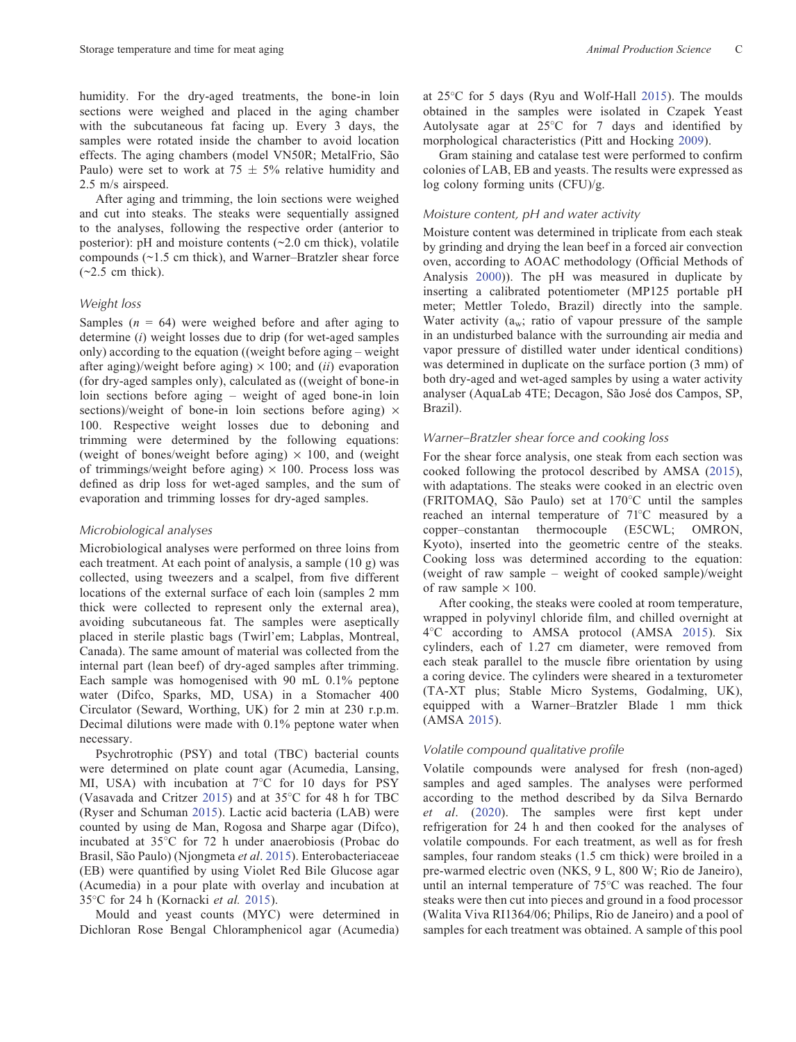humidity. For the dry-aged treatments, the bone-in loin sections were weighed and placed in the aging chamber with the subcutaneous fat facing up. Every 3 days, the samples were rotated inside the chamber to avoid location effects. The aging chambers (model VN50R; MetalFrio, São Paulo) were set to work at 75 ± 5% relative humidity and 2.5 m/s airspeed.

After aging and trimming, the loin sections were weighed and cut into steaks. The steaks were sequentially assigned to the analyses, following the respective order (anterior to posterior): pH and moisture contents (~2.0 cm thick), volatile compounds (~1.5 cm thick), and Warner–Bratzler shear force (~2.5 cm thick).

### Weight loss

Samples ($n$ = 64) were weighed before and after aging to determine (*i*) weight losses due to drip (for wet-aged samples only) according to the equation ((weight before aging – weight after aging)/weight before aging) × 100; and (*ii*) evaporation (for dry-aged samples only), calculated as ((weight of bone-in loin sections before aging – weight of aged bone-in loin sections)/weight of bone-in loin sections before aging) × 100. Respective weight losses due to deboning and trimming were determined by the following equations: (weight of bones/weight before aging) × 100, and (weight of trimmings/weight before aging) × 100. Process loss was defined as drip loss for wet-aged samples, and the sum of evaporation and trimming losses for dry-aged samples.

### Microbiological analyses

Microbiological analyses were performed on three loins from each treatment. At each point of analysis, a sample (10 g) was collected, using tweezers and a scalpel, from five different locations of the external surface of each loin (samples 2 mm thick were collected to represent only the external area), avoiding subcutaneous fat. The samples were aseptically placed in sterile plastic bags (Twirl'em; Labplas, Montreal, Canada). The same amount of material was collected from the internal part (lean beef) of dry-aged samples after trimming. Each sample was homogenised with 90 mL 0.1% peptone water (Difco, Sparks, MD, USA) in a Stomacher 400 Circulator (Seward, Worthing, UK) for 2 min at 230 r.p.m. Decimal dilutions were made with 0.1% peptone water when necessary.

Psychrotrophic (PSY) and total (TBC) bacterial counts were determined on plate count agar (Acumedia, Lansing, MI, USA) with incubation at 7°C for 10 days for PSY (Vasavada and Critzer 2015) and at 35°C for 48 h for TBC (Ryser and Schuman 2015). Lactic acid bacteria (LAB) were counted by using de Man, Rogosa and Sharpe agar (Difco), incubated at 35°C for 72 h under anaerobiosis (Probac do Brasil, São Paulo) (Njongmeta *et al*. 2015). Enterobacteriaceae (EB) were quantified by using Violet Red Bile Glucose agar (Acumedia) in a pour plate with overlay and incubation at 35°C for 24 h (Kornacki *et al.* 2015).

Mould and yeast counts (MYC) were determined in Dichloran Rose Bengal Chloramphenicol agar (Acumedia) at 25°C for 5 days (Ryu and Wolf-Hall 2015). The moulds obtained in the samples were isolated in Czapek Yeast Autolysate agar at 25°C for 7 days and identified by morphological characteristics (Pitt and Hocking 2009).

Gram staining and catalase test were performed to confirm colonies of LAB, EB and yeasts. The results were expressed as log colony forming units (CFU)/g.

### Moisture content, pH and water activity

Moisture content was determined in triplicate from each steak by grinding and drying the lean beef in a forced air convection oven, according to AOAC methodology (Official Methods of Analysis 2000)). The pH was measured in duplicate by inserting a calibrated potentiometer (MP125 portable pH meter; Mettler Toledo, Brazil) directly into the sample. Water activity ($a_w$; ratio of vapour pressure of the sample in an undisturbed balance with the surrounding air media and vapor pressure of distilled water under identical conditions) was determined in duplicate on the surface portion (3 mm) of both dry-aged and wet-aged samples by using a water activity analyser (AquaLab 4TE; Decagon, São José dos Campos, SP, Brazil).

### Warner–Bratzler shear force and cooking loss

For the shear force analysis, one steak from each section was cooked following the protocol described by AMSA (2015), with adaptations. The steaks were cooked in an electric oven (FRITOMAQ, São Paulo) set at 170°C until the samples reached an internal temperature of 71°C measured by a copper–constantan thermocouple (E5CWL; OMRON, Kyoto), inserted into the geometric centre of the steaks. Cooking loss was determined according to the equation: (weight of raw sample – weight of cooked sample)/weight of raw sample × 100.

After cooking, the steaks were cooled at room temperature, wrapped in polyvinyl chloride film, and chilled overnight at 4°C according to AMSA protocol (AMSA 2015). Six cylinders, each of 1.27 cm diameter, were removed from each steak parallel to the muscle fibre orientation by using a coring device. The cylinders were sheared in a texturometer (TA-XT plus; Stable Micro Systems, Godalming, UK), equipped with a Warner–Bratzler Blade 1 mm thick (AMSA 2015).

### Volatile compound qualitative profile

Volatile compounds were analysed for fresh (non-aged) samples and aged samples. The analyses were performed according to the method described by da Silva Bernardo *et al*. (2020). The samples were first kept under refrigeration for 24 h and then cooked for the analyses of volatile compounds. For each treatment, as well as for fresh samples, four random steaks (1.5 cm thick) were broiled in a pre-warmed electric oven (NKS, 9 L, 800 W; Rio de Janeiro), until an internal temperature of 75°C was reached. The four steaks were then cut into pieces and ground in a food processor (Walita Viva RI1364/06; Philips, Rio de Janeiro) and a pool of samples for each treatment was obtained. A sample of this pool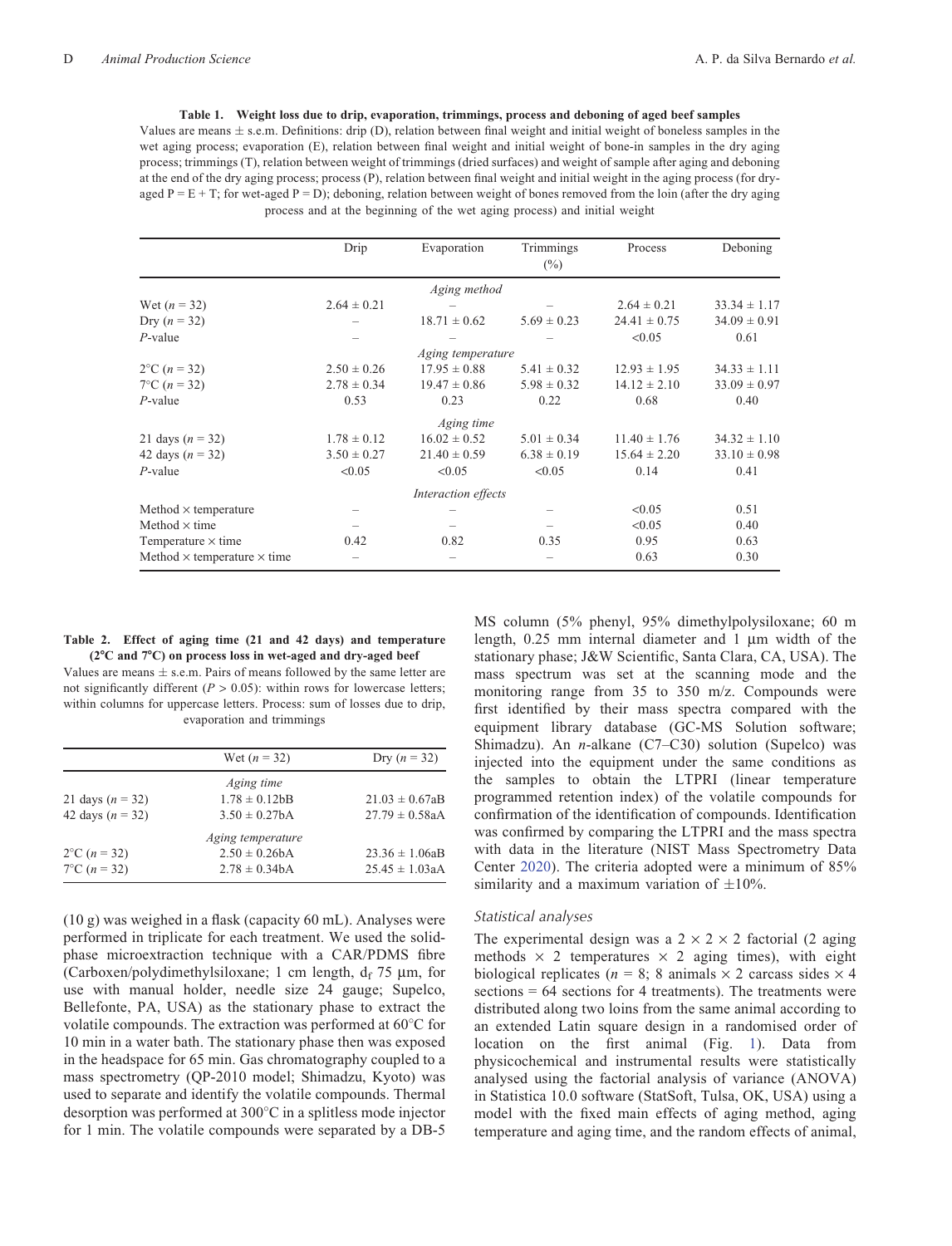**Table 1. Weight loss due to drip, evaporation, trimmings, process and deboning of aged beef samples**

Values are means ± s.e.m. Definitions: drip (D), relation between final weight and initial weight of boneless samples in the wet aging process; evaporation (E), relation between final weight and initial weight of bone-in samples in the dry aging process; trimmings (T), relation between weight of trimmings (dried surfaces) and weight of sample after aging and deboning at the end of the dry aging process; process (P), relation between final weight and initial weight in the aging process (for dry-aged P = E + T; for wet-aged P = D); deboning, relation between weight of bones removed from the loin (after the dry aging process and at the beginning of the wet aging process) and initial weight

| | Drip | Evaporation | Trimmings (%) | Process | Deboning |
|---|---|---|---|---|---|
| | | *Aging method* | | | |
| Wet ($n$ = 32) | 2.64 ± 0.21 | – | – | 2.64 ± 0.21 | 33.34 ± 1.17 |
| Dry ($n$ = 32) | – | 18.71 ± 0.62 | 5.69 ± 0.23 | 24.41 ± 0.75 | 34.09 ± 0.91 |
| *P*-value | – | – | – | <0.05 | 0.61 |
| | | *Aging temperature* | | | |
| 2°C ($n$ = 32) | 2.50 ± 0.26 | 17.95 ± 0.88 | 5.41 ± 0.32 | 12.93 ± 1.95 | 34.33 ± 1.11 |
| 7°C ($n$ = 32) | 2.78 ± 0.34 | 19.47 ± 0.86 | 5.98 ± 0.32 | 14.12 ± 2.10 | 33.09 ± 0.97 |
| *P*-value | 0.53 | 0.23 | 0.22 | 0.68 | 0.40 |
| | | *Aging time* | | | |
| 21 days ($n$ = 32) | 1.78 ± 0.12 | 16.02 ± 0.52 | 5.01 ± 0.34 | 11.40 ± 1.76 | 34.32 ± 1.10 |
| 42 days ($n$ = 32) | 3.50 ± 0.27 | 21.40 ± 0.59 | 6.38 ± 0.19 | 15.64 ± 2.20 | 33.10 ± 0.98 |
| *P*-value | <0.05 | <0.05 | <0.05 | 0.14 | 0.41 |
| | | *Interaction effects* | | | |
| Method × temperature | – | – | – | <0.05 | 0.51 |
| Method × time | – | – | – | <0.05 | 0.40 |
| Temperature × time | 0.42 | 0.82 | 0.35 | 0.95 | 0.63 |
| Method × temperature × time | – | – | – | 0.63 | 0.30 |

**Table 2. Effect of aging time (21 and 42 days) and temperature (2°C and 7°C) on process loss in wet-aged and dry-aged beef**

Values are means ± s.e.m. Pairs of means followed by the same letter are not significantly different ($P$ > 0.05): within rows for lowercase letters; within columns for uppercase letters. Process: sum of losses due to drip, evaporation and trimmings

| | Wet ($n$ = 32) | Dry ($n$ = 32) |
|---|---|---|
| | *Aging time* | |
| 21 days ($n$ = 32) | 1.78 ± 0.12bB | 21.03 ± 0.67aB |
| 42 days ($n$ = 32) | 3.50 ± 0.27bA | 27.79 ± 0.58aA |
| | *Aging temperature* | |
| 2°C ($n$ = 32) | 2.50 ± 0.26bA | 23.36 ± 1.06aB |
| 7°C ($n$ = 32) | 2.78 ± 0.34bA | 25.45 ± 1.03aA |

(10 g) was weighed in a flask (capacity 60 mL). Analyses were performed in triplicate for each treatment. We used the solid-phase microextraction technique with a CAR/PDMS fibre (Carboxen/polydimethylsiloxane; 1 cm length, $d_f$ 75 μm, for use with manual holder, needle size 24 gauge; Supelco, Bellefonte, PA, USA) as the stationary phase to extract the volatile compounds. The extraction was performed at 60°C for 10 min in a water bath. The stationary phase then was exposed in the headspace for 65 min. Gas chromatography coupled to a mass spectrometry (QP-2010 model; Shimadzu, Kyoto) was used to separate and identify the volatile compounds. Thermal desorption was performed at 300°C in a splitless mode injector for 1 min. The volatile compounds were separated by a DB-5 MS column (5% phenyl, 95% dimethylpolysiloxane; 60 m length, 0.25 mm internal diameter and 1 μm width of the stationary phase; J&W Scientific, Santa Clara, CA, USA). The mass spectrum was set at the scanning mode and the monitoring range from 35 to 350 m/z. Compounds were first identified by their mass spectra compared with the equipment library database (GC-MS Solution software; Shimadzu). An *n*-alkane (C7–C30) solution (Supelco) was injected into the equipment under the same conditions as the samples to obtain the LTPRI (linear temperature programmed retention index) of the volatile compounds for confirmation of the identification of compounds. Identification was confirmed by comparing the LTPRI and the mass spectra with data in the literature (NIST Mass Spectrometry Data Center 2020). The criteria adopted were a minimum of 85% similarity and a maximum variation of ±10%.

### Statistical analyses

The experimental design was a 2 × 2 × 2 factorial (2 aging methods × 2 temperatures × 2 aging times), with eight biological replicates ($n$ = 8; 8 animals × 2 carcass sides × 4 sections = 64 sections for 4 treatments). The treatments were distributed along two loins from the same animal according to an extended Latin square design in a randomised order of location on the first animal (Fig. 1). Data from physicochemical and instrumental results were statistically analysed using the factorial analysis of variance (ANOVA) in Statistica 10.0 software (StatSoft, Tulsa, OK, USA) using a model with the fixed main effects of aging method, aging temperature and aging time, and the random effects of animal,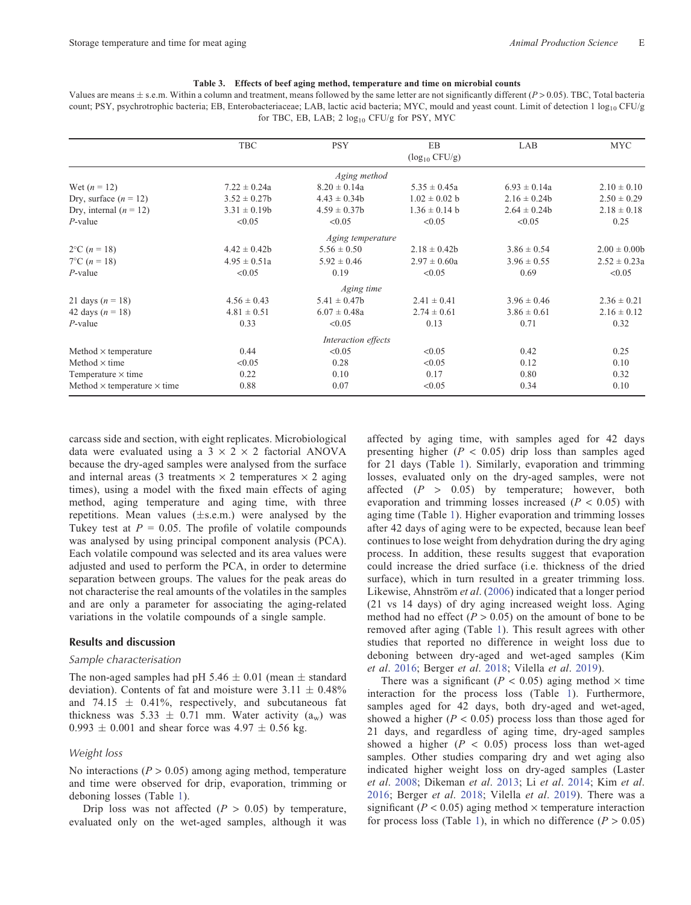**Table 3. Effects of beef aging method, temperature and time on microbial counts**

Values are means ± s.e.m. Within a column and treatment, means followed by the same letter are not significantly different ($P > 0.05$). TBC, Total bacteria count; PSY, psychrotrophic bacteria; EB, Enterobacteriaceae; LAB, lactic acid bacteria; MYC, mould and yeast count. Limit of detection 1 $\log_{10}$ CFU/g for TBC, EB, LAB; 2 $\log_{10}$ CFU/g for PSY, MYC

| | TBC | PSY | EB ($\log_{10}$ CFU/g) | LAB | MYC |
|---|---|---|---|---|---|
| *Aging method* | | | | | |
| Wet ($n$ = 12) | 7.22 ± 0.24a | 8.20 ± 0.14a | 5.35 ± 0.45a | 6.93 ± 0.14a | 2.10 ± 0.10 |
| Dry, surface ($n$ = 12) | 3.52 ± 0.27b | 4.43 ± 0.34b | 1.02 ± 0.02 b | 2.16 ± 0.24b | 2.50 ± 0.29 |
| Dry, internal ($n$ = 12) | 3.31 ± 0.19b | 4.59 ± 0.37b | 1.36 ± 0.14 b | 2.64 ± 0.24b | 2.18 ± 0.18 |
| $P$-value | <0.05 | <0.05 | <0.05 | <0.05 | 0.25 |
| *Aging temperature* | | | | | |
| 2°C ($n$ = 18) | 4.42 ± 0.42b | 5.56 ± 0.50 | 2.18 ± 0.42b | 3.86 ± 0.54 | 2.00 ± 0.00b |
| 7°C ($n$ = 18) | 4.95 ± 0.51a | 5.92 ± 0.46 | 2.97 ± 0.60a | 3.96 ± 0.55 | 2.52 ± 0.23a |
| $P$-value | <0.05 | 0.19 | <0.05 | 0.69 | <0.05 |
| *Aging time* | | | | | |
| 21 days ($n$ = 18) | 4.56 ± 0.43 | 5.41 ± 0.47b | 2.41 ± 0.41 | 3.96 ± 0.46 | 2.36 ± 0.21 |
| 42 days ($n$ = 18) | 4.81 ± 0.51 | 6.07 ± 0.48a | 2.74 ± 0.61 | 3.86 ± 0.61 | 2.16 ± 0.12 |
| $P$-value | 0.33 | <0.05 | 0.13 | 0.71 | 0.32 |
| *Interaction effects* | | | | | |
| Method × temperature | 0.44 | <0.05 | <0.05 | 0.42 | 0.25 |
| Method × time | <0.05 | 0.28 | <0.05 | 0.12 | 0.10 |
| Temperature × time | 0.22 | 0.10 | 0.17 | 0.80 | 0.32 |
| Method × temperature × time | 0.88 | 0.07 | <0.05 | 0.34 | 0.10 |

carcass side and section, with eight replicates. Microbiological data were evaluated using a 3 × 2 × 2 factorial ANOVA because the dry-aged samples were analysed from the surface and internal areas (3 treatments × 2 temperatures × 2 aging times), using a model with the fixed main effects of aging method, aging temperature and aging time, with three repetitions. Mean values (±s.e.m.) were analysed by the Tukey test at $P = 0.05$. The profile of volatile compounds was analysed by using principal component analysis (PCA). Each volatile compound was selected and its area values were adjusted and used to perform the PCA, in order to determine separation between groups. The values for the peak areas do not characterise the real amounts of the volatiles in the samples and are only a parameter for associating the aging-related variations in the volatile compounds of a single sample.

## Results and discussion

### Sample characterisation

The non-aged samples had pH 5.46 ± 0.01 (mean ± standard deviation). Contents of fat and moisture were 3.11 ± 0.48% and 74.15 ± 0.41%, respectively, and subcutaneous fat thickness was 5.33 ± 0.71 mm. Water activity ($a_w$) was 0.993 ± 0.001 and shear force was 4.97 ± 0.56 kg.

### Weight loss

No interactions ($P > 0.05$) among aging method, temperature and time were observed for drip, evaporation, trimming or deboning losses (Table 1).

Drip loss was not affected ($P > 0.05$) by temperature, evaluated only on the wet-aged samples, although it was affected by aging time, with samples aged for 42 days presenting higher ($P < 0.05$) drip loss than samples aged for 21 days (Table 1). Similarly, evaporation and trimming losses, evaluated only on the dry-aged samples, were not affected ($P > 0.05$) by temperature; however, both evaporation and trimming losses increased ($P < 0.05$) with aging time (Table 1). Higher evaporation and trimming losses after 42 days of aging were to be expected, because lean beef continues to lose weight from dehydration during the dry aging process. In addition, these results suggest that evaporation could increase the dried surface (i.e. thickness of the dried surface), which in turn resulted in a greater trimming loss. Likewise, Ahnström *et al.* (2006) indicated that a longer period (21 vs 14 days) of dry aging increased weight loss. Aging method had no effect ($P > 0.05$) on the amount of bone to be removed after aging (Table 1). This result agrees with other studies that reported no difference in weight loss due to deboning between dry-aged and wet-aged samples (Kim *et al.* 2016; Berger *et al.* 2018; Vilela *et al.* 2019).

There was a significant ($P < 0.05$) aging method × time interaction for the process loss (Table 1). Furthermore, samples aged for 42 days, both dry-aged and wet-aged, showed a higher ($P < 0.05$) process loss than those aged for 21 days, and regardless of aging time, dry-aged samples showed a higher ($P < 0.05$) process loss than wet-aged samples. Other studies comparing dry and wet aging also indicated higher weight loss on dry-aged samples (Laster *et al.* 2008; Dikeman *et al.* 2013; Li *et al.* 2014; Kim *et al.* 2016; Berger *et al.* 2018; Vilela *et al.* 2019). There was a significant ($P < 0.05$) aging method × temperature interaction for process loss (Table 1), in which no difference ($P > 0.05$)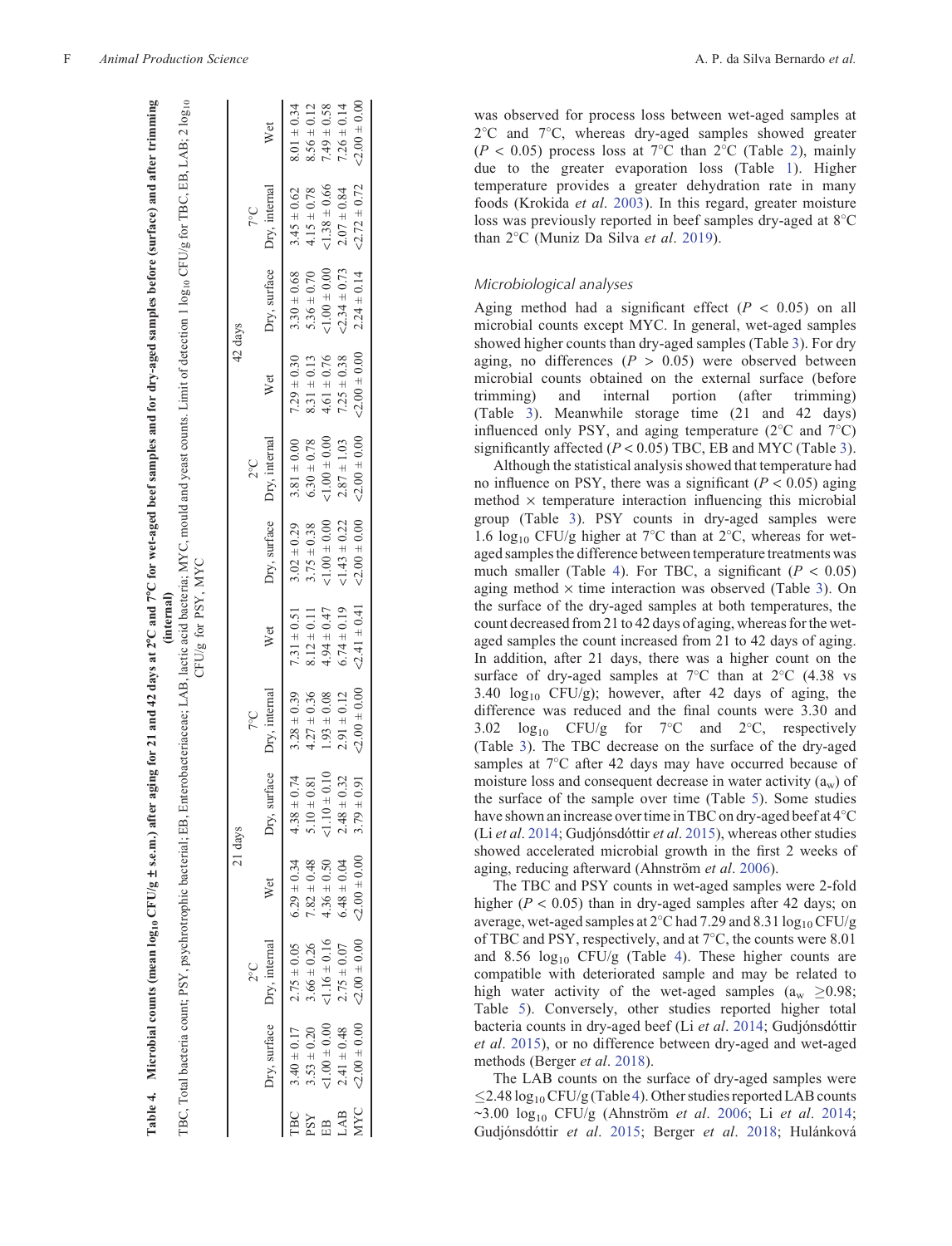**Table 4. Microbial counts (mean $\log_{10}$ CFU/g ± s.e.m.) after aging for 21 and 42 days at 2°C and 7°C for wet-aged beef samples and for dry-aged beef samples before (surface) and after trimming (internal)**

TBC, Total bacteria count; PSY, psychrotrophic bacterial; EB, Enterobacteriaceae; LAB, lactic acid bacteria; MYC, mould and yeast counts. Limit of detection 1 $\log_{10}$ CFU/g for TBC, EB, LAB; 2 $\log_{10}$ CFU/g for PSY, MYC

| | 21 days | | | | | | 42 days | | | | | |
|---|---|---|---|---|---|---|---|---|---|---|---|---|
| | 2°C | | | 7°C | | | 2°C | | | 7°C | | |
| | Dry, surface | Dry, internal | Wet | Dry, surface | Dry, internal | Wet | Dry, surface | Dry, internal | Wet | Dry, surface | Dry, internal | Wet |
| TBC | 3.40 ± 0.17 | 2.75 ± 0.05 | 6.29 ± 0.34 | 4.38 ± 0.74 | 3.28 ± 0.39 | 7.31 ± 0.51 | 3.02 ± 0.29 | 3.81 ± 0.00 | 7.29 ± 0.30 | 3.30 ± 0.68 | 3.45 ± 0.62 | 8.01 ± 0.34 |
| PSY | 3.53 ± 0.20 | 3.66 ± 0.26 | 7.82 ± 0.48 | 5.10 ± 0.81 | 4.27 ± 0.36 | 8.12 ± 0.11 | 3.75 ± 0.38 | 6.30 ± 0.78 | 8.31 ± 0.13 | 5.36 ± 0.70 | 4.15 ± 0.78 | 8.56 ± 0.12 |
| EB | <1.00 ± 0.00 | <1.16 ± 0.16 | 4.36 ± 0.50 | <1.10 ± 0.10 | 1.93 ± 0.08 | 4.94 ± 0.47 | <1.00 ± 0.00 | <1.00 ± 0.00 | 4.61 ± 0.76 | <1.00 ± 0.00 | <1.38 ± 0.66 | 7.49 ± 0.58 |
| LAB | 2.41 ± 0.48 | 2.75 ± 0.07 | 6.48 ± 0.04 | 2.48 ± 0.32 | 2.91 ± 0.12 | 6.74 ± 0.19 | <1.43 ± 0.22 | 2.87 ± 1.03 | 7.25 ± 0.38 | <2.34 ± 0.73 | 2.07 ± 0.84 | 7.26 ± 0.14 |
| MYC | <2.00 ± 0.00 | <2.00 ± 0.00 | <2.00 ± 0.00 | 3.79 ± 0.91 | <2.00 ± 0.00 | <2.41 ± 0.41 | <2.00 ± 0.00 | <2.00 ± 0.00 | <2.00 ± 0.00 | 2.24 ± 0.14 | <2.72 ± 0.72 | <2.00 ± 0.00 |

was observed for process loss between wet-aged samples at 2°C and 7°C, whereas dry-aged samples showed greater ($P < 0.05$) process loss at 7°C than 2°C (Table 2), mainly due to the greater evaporation loss (Table 1). Higher temperature provides a greater dehydration rate in many foods (Krokida *et al*. 2003). In this regard, greater moisture loss was previously reported in beef samples dry-aged at 8°C than 2°C (Muniz Da Silva *et al*. 2019).

### Microbiological analyses

Aging method had a significant effect ($P < 0.05$) on all microbial counts except MYC. In general, wet-aged samples showed higher counts than dry-aged samples (Table 3). For dry aging, no differences ($P > 0.05$) were observed between microbial counts obtained on the external surface (before trimming) and internal portion (after trimming) (Table 3). Meanwhile storage time (21 and 42 days) influenced only PSY, and aging temperature (2°C and 7°C) significantly affected ($P < 0.05$) TBC, EB and MYC (Table 3).

Although the statistical analysis showed that temperature had no influence on PSY, there was a significant ($P < 0.05$) aging method × temperature interaction influencing this microbial group (Table 3). PSY counts in dry-aged samples were 1.6 $\log_{10}$ CFU/g higher at 7°C than at 2°C, whereas for wet-aged samples the difference between temperature treatments was much smaller (Table 4). For TBC, a significant ($P < 0.05$) aging method × time interaction was observed (Table 3). On the surface of the dry-aged samples at both temperatures, the count decreased from 21 to 42 days of aging, whereas for the wet-aged samples the count increased from 21 to 42 days of aging. In addition, after 21 days, there was a higher count on the surface of dry-aged samples at 7°C than at 2°C (4.38 vs 3.40 $\log_{10}$ CFU/g); however, after 42 days of aging, the difference was reduced and the final counts were 3.30 and 3.02 $\log_{10}$ CFU/g for 7°C and 2°C, respectively (Table 3). The TBC decrease on the surface of the dry-aged samples at 7°C after 42 days may have occurred because of moisture loss and consequent decrease in water activity ($a_w$) of the surface of the sample over time (Table 5). Some studies have shown an increase over time in TBC on dry-aged beef at 4°C (Li *et al*. 2014; Gudjónsdóttir *et al*. 2015), whereas other studies showed accelerated microbial growth in the first 2 weeks of aging, reducing afterward (Ahnström *et al*. 2006).

The TBC and PSY counts in wet-aged samples were 2-fold higher ($P < 0.05$) than in dry-aged samples after 42 days; on average, wet-aged samples at 2°C had 7.29 and 8.31 $\log_{10}$ CFU/g of TBC and PSY, respectively, and at 7°C, the counts were 8.01 and 8.56 $\log_{10}$ CFU/g (Table 4). These higher counts are compatible with deteriorated sample and may be related to high water activity of the wet-aged samples ($a_w \geq 0.98$; Table 5). Conversely, other studies reported higher total bacteria counts in dry-aged beef (Li *et al*. 2014; Gudjónsdóttir *et al*. 2015), or no difference between dry-aged and wet-aged methods (Berger *et al*. 2018).

The LAB counts on the surface of dry-aged samples were $\leq$2.48 $\log_{10}$ CFU/g (Table 4). Other studies reported LAB counts ~3.00 $\log_{10}$ CFU/g (Ahnström *et al*. 2006; Li *et al*. 2014; Gudjónsdóttir *et al*. 2015; Berger *et al*. 2018; Hulánková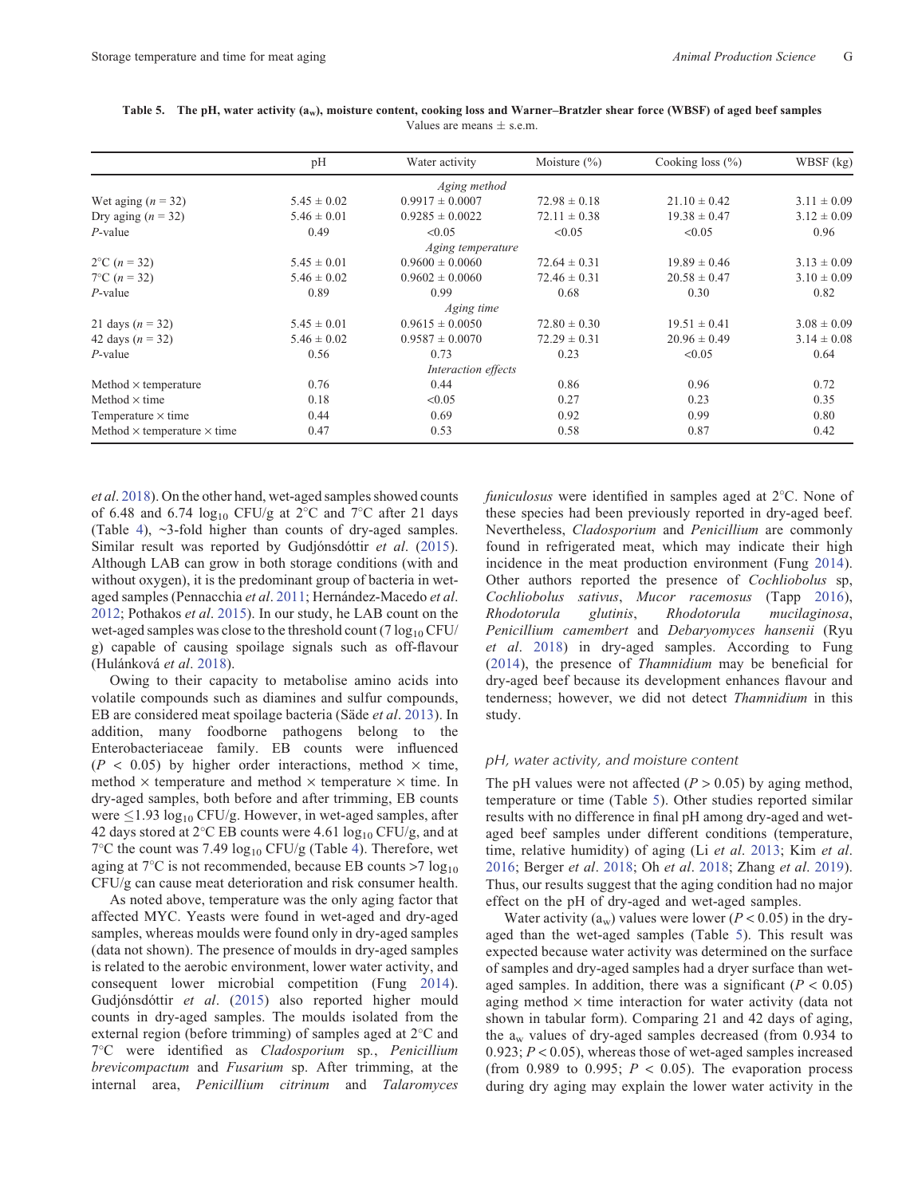**Table 5. The pH, water activity ($a_w$), moisture content, cooking loss and Warner–Bratzler shear force (WBSF) of aged beef samples**
Values are means ± s.e.m.

| | pH | Water activity | Moisture (%) | Cooking loss (%) | WBSF (kg) |
|---|---|---|---|---|---|
| | | *Aging method* | | | |
| Wet aging ($n$ = 32) | 5.45 ± 0.02 | 0.9917 ± 0.0007 | 72.98 ± 0.18 | 21.10 ± 0.42 | 3.11 ± 0.09 |
| Dry aging ($n$ = 32) | 5.46 ± 0.01 | 0.9285 ± 0.0022 | 72.11 ± 0.38 | 19.38 ± 0.47 | 3.12 ± 0.09 |
| *P*-value | 0.49 | <0.05 | <0.05 | <0.05 | 0.96 |
| | | *Aging temperature* | | | |
| 2°C ($n$ = 32) | 5.45 ± 0.01 | 0.9600 ± 0.0060 | 72.64 ± 0.31 | 19.89 ± 0.46 | 3.13 ± 0.09 |
| 7°C ($n$ = 32) | 5.46 ± 0.02 | 0.9602 ± 0.0060 | 72.46 ± 0.31 | 20.58 ± 0.47 | 3.10 ± 0.09 |
| *P*-value | 0.89 | 0.99 | 0.68 | 0.30 | 0.82 |
| | | *Aging time* | | | |
| 21 days ($n$ = 32) | 5.45 ± 0.01 | 0.9615 ± 0.0050 | 72.80 ± 0.30 | 19.51 ± 0.41 | 3.08 ± 0.09 |
| 42 days ($n$ = 32) | 5.46 ± 0.02 | 0.9587 ± 0.0070 | 72.29 ± 0.31 | 20.96 ± 0.49 | 3.14 ± 0.08 |
| *P*-value | 0.56 | 0.73 | 0.23 | <0.05 | 0.64 |
| | | *Interaction effects* | | | |
| Method × temperature | 0.76 | 0.44 | 0.86 | 0.96 | 0.72 |
| Method × time | 0.18 | <0.05 | 0.27 | 0.23 | 0.35 |
| Temperature × time | 0.44 | 0.69 | 0.92 | 0.99 | 0.80 |
| Method × temperature × time | 0.47 | 0.53 | 0.58 | 0.87 | 0.42 |

*et al*. 2018). On the other hand, wet-aged samples showed counts of 6.48 and 6.74 $\log_{10}$ CFU/g at 2°C and 7°C after 21 days (Table 4), ~3-fold higher than counts of dry-aged samples. Similar result was reported by Gudjónsdóttir *et al*. (2015). Although LAB can grow in both storage conditions (with and without oxygen), it is the predominant group of bacteria in wet-aged samples (Pennacchia *et al*. 2011; Hernández-Macedo *et al*. 2012; Pothakos *et al*. 2015). In our study, he LAB count on the wet-aged samples was close to the threshold count (7 $\log_{10}$ CFU/g) capable of causing spoilage signals such as off-flavour (Hulánková *et al*. 2018).

Owing to their capacity to metabolise amino acids into volatile compounds such as diamines and sulfur compounds, EB are considered meat spoilage bacteria (Säde *et al*. 2013). In addition, many foodborne pathogens belong to the Enterobacteriaceae family. EB counts were influenced ($P$ < 0.05) by higher order interactions, method × time, method × temperature and method × temperature × time. In dry-aged samples, both before and after trimming, EB counts were ≤1.93 $\log_{10}$ CFU/g. However, in wet-aged samples, after 42 days stored at 2°C EB counts were 4.61 $\log_{10}$ CFU/g, and at 7°C the count was 7.49 $\log_{10}$ CFU/g (Table 4). Therefore, wet aging at 7°C is not recommended, because EB counts >7 $\log_{10}$ CFU/g can cause meat deterioration and risk consumer health.

As noted above, temperature was the only aging factor that affected MYC. Yeasts were found in wet-aged and dry-aged samples, whereas moulds were found only in dry-aged samples (data not shown). The presence of moulds in dry-aged samples is related to the aerobic environment, lower water activity, and consequent lower microbial competition (Fung 2014). Gudjónsdóttir *et al*. (2015) also reported higher mould counts in dry-aged samples. The moulds isolated from the external region (before trimming) of samples aged at 2°C and 7°C were identified as *Cladosporium* sp., *Penicillium brevicompactum* and *Fusarium* sp. After trimming, at the internal area, *Penicillium citrinum* and *Talaromyces funiculosus* were identified in samples aged at 2°C. None of these species had been previously reported in dry-aged beef. Nevertheless, *Cladosporium* and *Penicillium* are commonly found in refrigerated meat, which may indicate their high incidence in the meat production environment (Fung 2014). Other authors reported the presence of *Cochliobolus* sp, *Cochliobolus sativus*, *Mucor racemosus* (Tapp 2016), *Rhodotorula glutinis*, *Rhodotorula mucilaginosa*, *Penicillium camembert* and *Debaryomyces hansenii* (Ryu *et al*. 2018) in dry-aged samples. According to Fung (2014), the presence of *Thamnidium* may be beneficial for dry-aged beef because its development enhances flavour and tenderness; however, we did not detect *Thamnidium* in this study.

### pH, water activity, and moisture content

The pH values were not affected ($P$ > 0.05) by aging method, temperature or time (Table 5). Other studies reported similar results with no difference in final pH among dry-aged and wet-aged beef samples under different conditions (temperature, time, relative humidity) of aging (Li *et al*. 2013; Kim *et al*. 2016; Berger *et al*. 2018; Oh *et al*. 2018; Zhang *et al*. 2019). Thus, our results suggest that the aging condition had no major effect on the pH of dry-aged and wet-aged samples.

Water activity ($a_w$) values were lower ($P$ < 0.05) in the dry-aged than the wet-aged samples (Table 5). This result was expected because water activity was determined on the surface of samples and dry-aged samples had a dryer surface than wet-aged samples. In addition, there was a significant ($P$ < 0.05) aging method × time interaction for water activity (data not shown in tabular form). Comparing 21 and 42 days of aging, the $a_w$ values of dry-aged samples decreased (from 0.934 to 0.923; $P$ < 0.05), whereas those of wet-aged samples increased (from 0.989 to 0.995; $P$ < 0.05). The evaporation process during dry aging may explain the lower water activity in the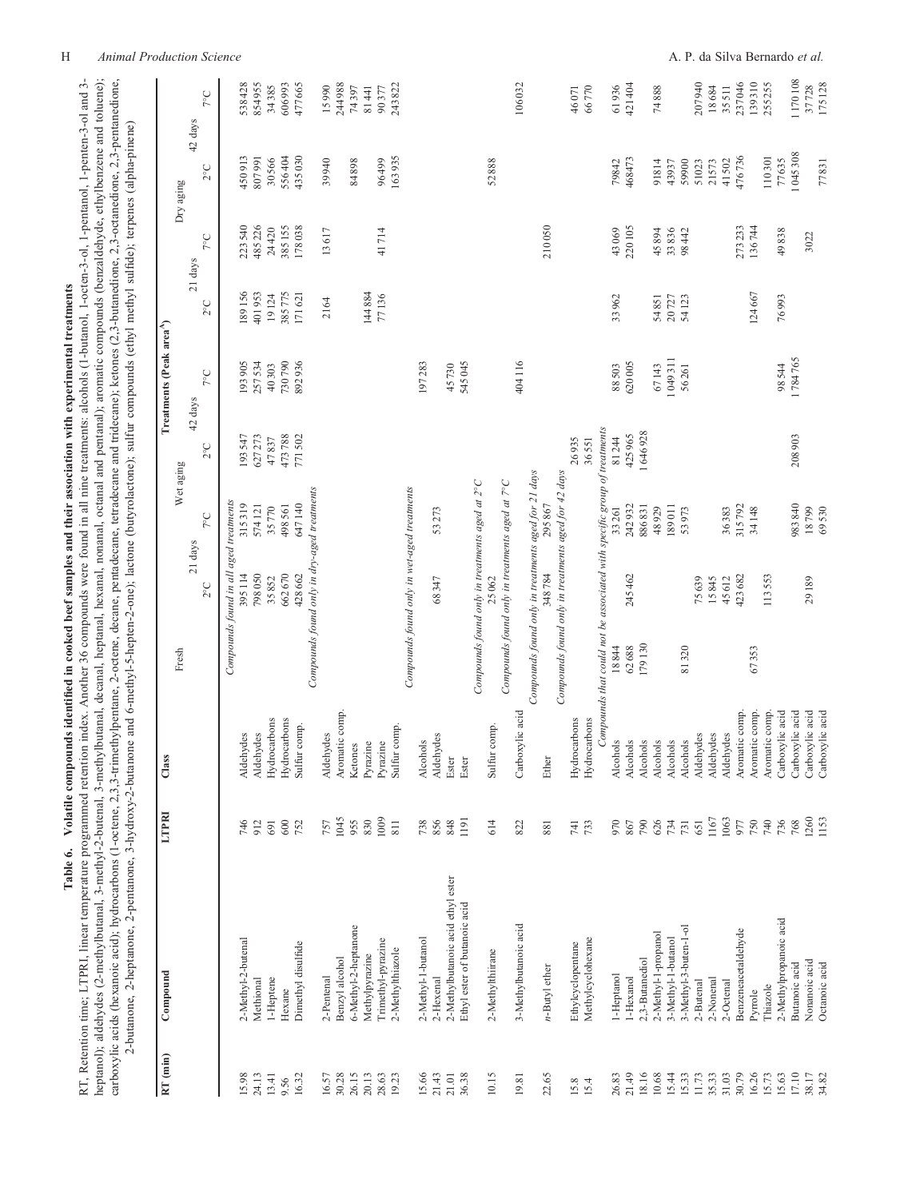**Table 6. Volatile compounds identified in cooked beef samples and their association with experimental treatments**

RT, Retention time; LTPRI, linear temperature programmed retention index. Another 36 compounds were found in all nine treatments: alcohols (1-butanol, 1-octen-3-ol, 1-pentanol, 1-penten-3-ol and 3-heptanol); aldehydes (2-methylbutanal, 3-methyl-2-butenal, 3-methylbutanal, decanal, heptanal, hexanal, nonanal, octanal and pentanal); aromatic compounds (benzaldehyde, ethylbenzene and toluene); carboxylic acids (hexanoic acid); hydrocarbons (1-octene, 2,3,3-trimethylpentane, 2-octene, decane, pentadecane, tetradecane and tridecane); ketones (2,3-butanedione, 2,3-octanedione, 2,3-pentanedione, 2-butanone, 2-heptanone, 2-pentanone, 3-hydroxy-2-butanone and 6-methyl-5-hepten-2-one); lactone (butyrolactone); sulfur compounds (ethyl methyl sulfide); terpenes (alpha-pinene)

| RT (min) | Compound | LTPRI | Class | Treatments (Peak area[A]) | | | | | | | | |
|---|---|---|---|---|---|---|---|---|---|---|---|---|
| | | | | Fresh | Wet aging | | | | Dry aging | | | |
| | | | | | 21 days | | 42 days | | 21 days | | 42 days | |
| | | | | | 2°C | 7°C | 2°C | 7°C | 2°C | 7°C | 2°C | 7°C |
| *Compounds found in all aged treatments* | | | | | | | | | | | | |
| 15.98 | 2-Methyl-2-butenal | 746 | Aldehydes | | 395 114 | 315 319 | 193 547 | 193 905 | 189 156 | 223 540 | 450 913 | 538 428 |
| 24.13 | Methional | 912 | Aldehydes | | 798 050 | 574 121 | 627 273 | 257 534 | 401 953 | 485 226 | 807 991 | 854 955 |
| 13.41 | 1-Heptene | 691 | Hydrocarbons | | 35 852 | 35 770 | 47 837 | 40 303 | 19 124 | 24 420 | 30 566 | 34 385 |
| 9.56 | Hexane | 600 | Hydrocarbons | | 662 670 | 498 561 | 473 788 | 730 790 | 385 775 | 385 155 | 556 404 | 606 993 |
| 16.32 | Dimethyl disulfide | 752 | Sulfur comp. | | 428 662 | 647 140 | 771 502 | 892 936 | 171 621 | 178 038 | 435 030 | 477 665 |
| *Compounds found only in dry-aged treatments* | | | | | | | | | | | | |
| 16.57 | 2-Pentenal | 757 | Aldehydes | | | | | | 2164 | 13 617 | 39 940 | 15 990 |
| 30.28 | Benzyl alcohol | 1045 | Aromatic comp. | | | | | | | | | 244 988 |
| 26.15 | 6-Methyl-2-heptanone | 955 | Ketones | | | | | | | | 84 898 | 74 397 |
| 20.13 | Methylpyrazine | 830 | Pyrazine | | | | | | 144 884 | | | 81 441 |
| 28.63 | Trimethyl-pyrazine | 1009 | Pyrazine | | | | | | 77 136 | 41 714 | 96 499 | 90 377 |
| 19.23 | 2-Methylthiazole | 811 | Sulfur comp. | | | | | | | | 163 935 | 243 822 |
| *Compounds found only in wet-aged treatments* | | | | | | | | | | | | |
| 15.66 | 2-Methyl-1-butanol | 738 | Alcohols | | | | | 197 283 | | | | |
| 21.43 | 2-Hexenal | 856 | Aldehydes | | 68 347 | 53 273 | | | | | | |
| 21.01 | 2-Methylbutanoic acid ethyl ester | 848 | Ester | | | | | 45 730 | | | | |
| 36.38 | Ethyl ester of butanoic acid | 1191 | Ester | | | | | 545 045 | | | | |
| *Compounds found only in treatments aged at 2°C* | | | | | | | | | | | | |
| 10.15 | 2-Methylthiirane | 614 | Sulfur comp. | | 25 062 | | | | | | 52 888 | |
| *Compounds found only in treatments aged at 7°C* | | | | | | | | | | | | |
| 19.81 | 3-Methylbutanoic acid | 822 | Carboxylic acid | | | | | 404 116 | | 210 050 | | 106 032 |
| *Compounds found only in treatments aged for 21 days* | | | | | | | | | | | | |
| 22.65 | *n*-Butyl ether | 881 | Ether | | 348 784 | 295 867 | | | | | | |
| *Compounds found only in treatments aged for 42 days* | | | | | | | | | | | | |
| 15.8 | Ethylcyclopentane | 741 | Hydrocarbons | | | | 26 935 | | | | | 46 071 |
| 15.4 | Methylcyclohexane | 733 | Hydrocarbons | | | | 36 551 | | | | | 66 770 |
| *Compounds that could not be associated with specific group of treatments* | | | | | | | | | | | | |
| 26.83 | 1-Heptanol | 970 | Alcohols | 18 844 | | 33 261 | 81 244 | 88 503 | 33 962 | 43 069 | 79 842 | 61 936 |
| 21.49 | 1-Hexanol | 867 | Alcohols | 62 688 | 245 462 | 242 932 | 425 965 | 620 005 | | 220 105 | 468 473 | 421 404 |
| 18.16 | 2,3-Butanediol | 790 | Alcohols | 179 130 | | 886 831 | 1 646 928 | | | | | |
| 10.68 | 2-Methyl-1-propanol | 626 | Alcohols | | | 48 929 | | 67 143 | 54 851 | 45 894 | 91 814 | 74 888 |
| 15.44 | 3-Methyl-1-butanol | 734 | Alcohols | | | 189 011 | | 1 049 311 | 20 727 | 33 836 | 43 937 | |
| 15.33 | 3-Methyl-3-buten-1-ol | 731 | Alcohols | 81 320 | | 53 973 | | 56 261 | 54 123 | 98 442 | 59 900 | |
| 11.73 | 2-Butenal | 651 | Aldehydes | | 75 639 | | | | | | 51 023 | 207 940 |
| 35.33 | 2-Nonenal | 1167 | Aldehydes | | 15 845 | | | | | | 21 573 | 18 684 |
| 31.03 | 2-Octenal | 1063 | Aldehydes | | 45 612 | 36 383 | | | | | 41 502 | 35 511 |
| 30.79 | Benzeneacetaldehyde | 977 | Aromatic comp. | | 423 682 | 315 792 | | | | 273 233 | 476 736 | 237 046 |
| 16.26 | Pyrrole | 750 | Aromatic comp. | 67 353 | | 34 148 | | | 124 667 | 136 744 | | 139 310 |
| 15.73 | Thiazole | 740 | Aromatic comp. | | 113 553 | | | | | | 110 301 | 255 255 |
| 15.63 | 2-Methylpropanoic acid | 736 | Carboxylic acid | | | | | 98 544 | | | 77 635 | |
| 17.10 | Butanoic acid | 768 | Carboxylic acid | | | 983 840 | 208 903 | 1 784 765 | 76 993 | 49 838 | 1 045 308 | 1 170 108 |
| 38.17 | Nonanoic acid | 1260 | Carboxylic acid | | 29 189 | 18 799 | | | | 3022 | | 37 728 |
| 34.82 | Octanoic acid | 1153 | Carboxylic acid | | | 69 530 | | | | | 77 831 | 175 128 |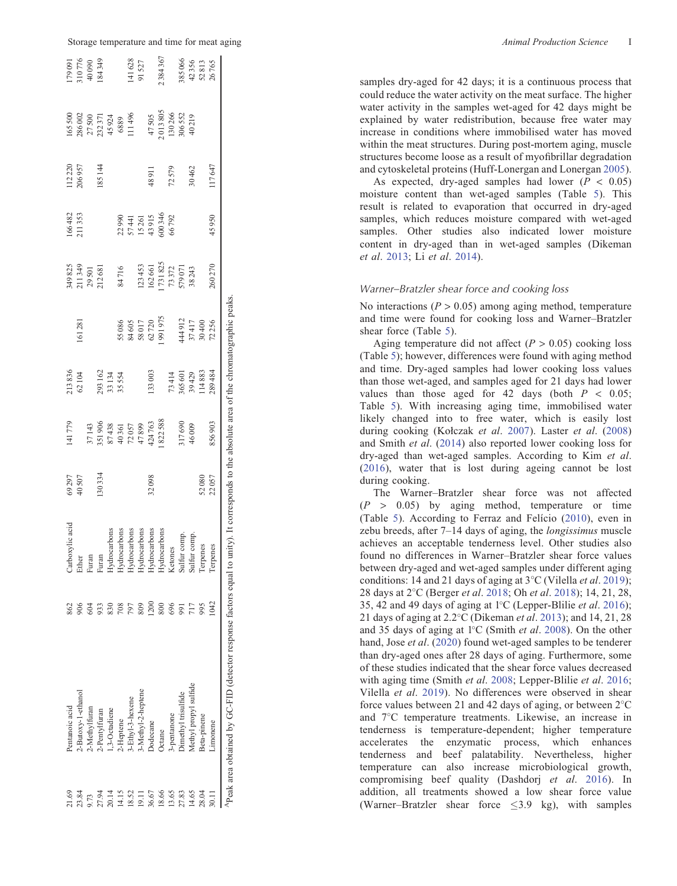| | | | | | | | | | | | | |
|---|---|---|---|---|---|---|---|---|---|---|---|---|
| 21.69 | Pentanoic acid | 862 | Carboxylic acid | 69 297 | 141 779 | 213 836 | | 349 825 | 166 482 | 112 220 | 165 500 | 179 091 |
| 23.84 | 2-Butoxy-1-ethanol | 906 | Ether | 40 507 | | 62 104 | 161 281 | 211 349 | 211 353 | 206 957 | 286 002 | 310 776 |
| 9.73 | 2-Methylfuran | 604 | Furan | | 37 143 | | | 29 501 | | | 27 500 | 40 090 |
| 27.94 | 2-Pentylfuran | 933 | Furan | 130 334 | 351 906 | 293 162 | | 212 681 | | 185 144 | 232 371 | 184 349 |
| 20.14 | 1,3-Octadiene | 830 | Hydrocarbons | | 87 438 | 33 134 | | | | | 45 924 | |
| 14.15 | 2-Heptene | 708 | Hydrocarbons | | 40 361 | 35 554 | 55 086 | 84 716 | 22 990 | | 6889 | |
| 18.52 | 3-Ethyl-3-hexene | 797 | Hydrocarbons | | 72 057 | | 84 605 | | 57 441 | | 111 496 | 141 628 |
| 19.11 | 3-Methyl-2-heptene | 809 | Hydrocarbons | | 47 899 | | 58 017 | 123 453 | 15 261 | | | 91 527 |
| 36.67 | Dodecane | 1200 | Hydrocarbons | 32 098 | 424 763 | 133 003 | 62 720 | 162 661 | 43 915 | 48 911 | 47 505 | |
| 18.66 | Octane | 800 | Hydrocarbons | | 1 822 588 | | 1 991 975 | 1 731 825 | 600 346 | | 2 013 805 | 2 384 367 |
| 13.65 | 3-pentanone | 696 | Ketones | | | 73 414 | | 73 372 | 66 792 | 72 579 | 130 266 | |
| 27.83 | Dimethyl trisulfide | 991 | Sulfur comp. | | 317 690 | 365 601 | 444 912 | 579 071 | | | 306 552 | 385 066 |
| 14.65 | Methyl propyl sulfide | 717 | Sulfur comp. | | 46 009 | 39 429 | 37 417 | 38 243 | | 30 462 | 40 219 | 42 356 |
| 28.04 | Beta-pinene | 995 | Terpenes | 52 080 | | 114 883 | 30 400 | | | | | 52 813 |
| 30.11 | Limonene | 1042 | Terpenes | 22 057 | 856 903 | 289 484 | 72 256 | 260 270 | 45 950 | 117 647 | | 26 765 |

[A]Peak area obtained by GC-FID (detector response factors equal to unity). It corresponds to the absolute area of the chromatographic peaks.

samples dry-aged for 42 days; it is a continuous process that could reduce the water activity on the meat surface. The higher water activity in the samples wet-aged for 42 days might be explained by water redistribution, because free water may increase in conditions where immobilised water has moved within the meat structures. During post-mortem aging, muscle structures become loose as a result of myofibrillar degradation and cytoskeletal proteins (Huff-Lonergan and Lonergan 2005).

As expected, dry-aged samples had lower ($P < 0.05$) moisture content than wet-aged samples (Table 5). This result is related to evaporation that occurred in dry-aged samples, which reduces moisture compared with wet-aged samples. Other studies also indicated lower moisture content in dry-aged than in wet-aged samples (Dikeman *et al*. 2013; Li *et al*. 2014).

### Warner–Bratzler shear force and cooking loss

No interactions ($P > 0.05$) among aging method, temperature and time were found for cooking loss and Warner–Bratzler shear force (Table 5).

Aging temperature did not affect ($P > 0.05$) cooking loss (Table 5); however, differences were found with aging method and time. Dry-aged samples had lower cooking loss values than those wet-aged, and samples aged for 21 days had lower values than those aged for 42 days (both $P < 0.05$; Table 5). With increasing aging time, immobilised water likely changed into to free water, which is easily lost during cooking (Kołczak *et al*. 2007). Laster *et al*. (2008) and Smith *et al*. (2014) also reported lower cooking loss for dry-aged than wet-aged samples. According to Kim *et al*. (2016), water that is lost during ageing cannot be lost during cooking.

The Warner–Bratzler shear force was not affected ($P > 0.05$) by aging method, temperature or time (Table 5). According to Ferraz and Felício (2010), even in zebu breeds, after 7–14 days of aging, the *longissimus* muscle achieves an acceptable tenderness level. Other studies also found no differences in Warner–Bratzler shear force values between dry-aged and wet-aged samples under different aging conditions: 14 and 21 days of aging at 3°C (Vilella *et al*. 2019); 28 days at 2°C (Berger *et al*. 2018; Oh *et al*. 2018); 14, 21, 28, 35, 42 and 49 days of aging at 1°C (Lepper-Blilie *et al*. 2016); 21 days of aging at 2.2°C (Dikeman *et al*. 2013); and 14, 21, 28 and 35 days of aging at 1°C (Smith *et al*. 2008). On the other hand, Jose *et al*. (2020) found wet-aged samples to be tenderer than dry-aged ones after 28 days of aging. Furthermore, some of these studies indicated that the shear force values decreased with aging time (Smith *et al*. 2008; Lepper-Blilie *et al*. 2016; Vilella *et al*. 2019). No differences were observed in shear force values between 21 and 42 days of aging, or between 2°C and 7°C temperature treatments. Likewise, an increase in tenderness is temperature-dependent; higher temperature accelerates the enzymatic process, which enhances tenderness and beef palatability. Nevertheless, higher temperature can also increase microbiological growth, compromising beef quality (Dashdorj *et al*. 2016). In addition, all treatments showed a low shear force value (Warner–Bratzler shear force ≤3.9 kg), with samples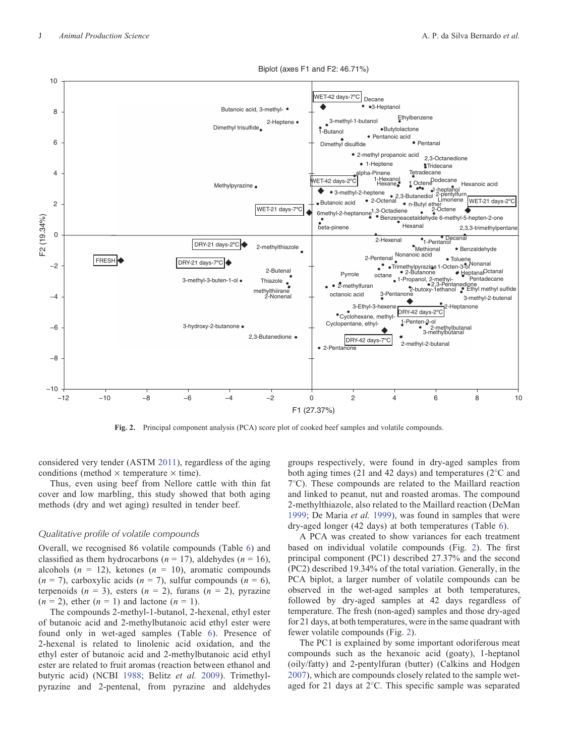Fig. 2. Principal component analysis (PCA) score plot of cooked beef samples and volatile compounds.

considered very tender (ASTM 2011), regardless of the aging conditions (method × temperature × time).

Thus, even using beef from Nellore cattle with thin fat cover and low marbling, this study showed that both aging methods (dry and wet aging) resulted in tender beef.

### Qualitative profile of volatile compounds

Overall, we recognised 86 volatile compounds (Table 6) and classified as them hydrocarbons ($n$ = 17), aldehydes ($n$ = 16), alcohols ($n$ = 12), ketones ($n$ = 10), aromatic compounds ($n$ = 7), carboxylic acids ($n$ = 7), sulfur compounds ($n$ = 6), terpenoids ($n$ = 3), esters ($n$ = 2), furans ($n$ = 2), pyrazine ($n$ = 2), ether ($n$ = 1) and lactone ($n$ = 1).

The compounds 2-methyl-1-butanol, 2-hexenal, ethyl ester of butanoic acid and 2-methylbutanoic acid ethyl ester were found only in wet-aged samples (Table 6). Presence of 2-hexenal is related to linolenic acid oxidation, and the ethyl ester of butanoic acid and 2-methylbutanoic acid ethyl ester are related to fruit aromas (reaction between ethanol and butyric acid) (NCBI 1988; Belitz *et al.* 2009). Trimethylpyrazine and 2-pentenal, from pyrazine and aldehydes groups respectively, were found in dry-aged samples from both aging times (21 and 42 days) and temperatures (2°C and 7°C). These compounds are related to the Maillard reaction and linked to peanut, nut and roasted aromas. The compound 2-methylthiazole, also related to the Maillard reaction (DeMan 1999; De Maria *et al.* 1999), was found in samples that were dry-aged longer (42 days) at both temperatures (Table 6).

A PCA was created to show variances for each treatment based on individual volatile compounds (Fig. 2). The first principal component (PC1) described 27.37% and the second (PC2) described 19.34% of the total variation. Generally, in the PCA biplot, a larger number of volatile compounds can be observed in the wet-aged samples at both temperatures, followed by dry-aged samples at 42 days regardless of temperature. The fresh (non-aged) samples and those dry-aged for 21 days, at both temperatures, were in the same quadrant with fewer volatile compounds (Fig. 2).

The PC1 is explained by some important odoriferous meat compounds such as the hexanoic acid (goaty), 1-heptanol (oily/fatty) and 2-pentylfuran (butter) (Calkins and Hodgen 2007), which are compounds closely related to the sample wet-aged for 21 days at 2°C. This specific sample was separated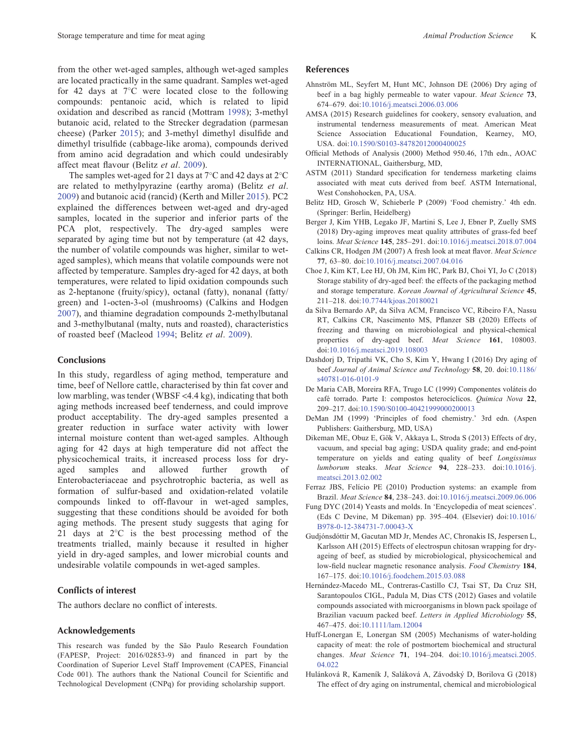from the other wet-aged samples, although wet-aged samples are located practically in the same quadrant. Samples wet-aged for 42 days at 7°C were located close to the following compounds: pentanoic acid, which is related to lipid oxidation and described as rancid (Mottram 1998); 3-methyl butanoic acid, related to the Strecker degradation (parmesan cheese) (Parker 2015); and 3-methyl dimethyl disulfide and dimethyl trisulfide (cabbage-like aroma), compounds derived from amino acid degradation and which could undesirably affect meat flavour (Belitz *et al*. 2009).

The samples wet-aged for 21 days at 7°C and 42 days at 2°C are related to methylpyrazine (earthy aroma) (Belitz *et al*. 2009) and butanoic acid (rancid) (Kerth and Miller 2015). PC2 explained the differences between wet-aged and dry-aged samples, located in the superior and inferior parts of the PCA plot, respectively. The dry-aged samples were separated by aging time but not by temperature (at 42 days, the number of volatile compounds was higher, similar to wet-aged samples), which means that volatile compounds were not affected by temperature. Samples dry-aged for 42 days, at both temperatures, were related to lipid oxidation compounds such as 2-heptanone (fruity/spicy), octanal (fatty), nonanal (fatty/green) and 1-octen-3-ol (mushrooms) (Calkins and Hodgen 2007), and thiamine degradation compounds 2-methylbutanal and 3-methylbutanal (malty, nuts and roasted), characteristics of roasted beef (Macleod 1994; Belitz *et al*. 2009).

## Conclusions

In this study, regardless of aging method, temperature and time, beef of Nellore cattle, characterised by thin fat cover and low marbling, was tender (WBSF <4.4 kg), indicating that both aging methods increased beef tenderness, and could improve product acceptability. The dry-aged samples presented a greater reduction in surface water activity with lower internal moisture content than wet-aged samples. Although aging for 42 days at high temperature did not affect the physicochemical traits, it increased process loss for dry-aged samples and allowed further growth of Enterobacteriaceae and psychrotrophic bacteria, as well as formation of sulfur-based and oxidation-related volatile compounds linked to off-flavour in wet-aged samples, suggesting that these conditions should be avoided for both aging methods. The present study suggests that aging for 21 days at 2°C is the best processing method of the treatments trialled, mainly because it resulted in higher yield in dry-aged samples, and lower microbial counts and undesirable volatile compounds in wet-aged samples.

## Conflicts of interest

The authors declare no conflict of interests.

## Acknowledgements

This research was funded by the São Paulo Research Foundation (FAPESP, Project: 2016/02853-9) and financed in part by the Coordination of Superior Level Staff Improvement (CAPES, Financial Code 001). The authors thank the National Council for Scientific and Technological Development (CNPq) for providing scholarship support.

## References

Ahnström ML, Seyfert M, Hunt MC, Johnson DE (2006) Dry aging of beef in a bag highly permeable to water vapour. *Meat Science* **73**, 674–679. doi:10.1016/j.meatsci.2006.03.006

AMSA (2015) Research guidelines for cookery, sensory evaluation, and instrumental tenderness measurements of meat. American Meat Science Association Educational Foundation, Kearney, MO, USA. doi:10.1590/S0103-84782012000400025

Official Methods of Analysis (2000) Method 950.46, 17th edn., AOAC INTERNATIONAL, Gaithersburg, MD,

ASTM (2011) Standard specification for tenderness marketing claims associated with meat cuts derived from beef. ASTM International, West Conshohocken, PA, USA.

Belitz HD, Grosch W, Schieberle P (2009) 'Food chemistry.' 4th edn. (Springer: Berlin, Heidelberg)

Berger J, Kim YHB, Legako JF, Martini S, Lee J, Ebner P, Zuelly SMS (2018) Dry-aging improves meat quality attributes of grass-fed beef loins. *Meat Science* **145**, 285–291. doi:10.1016/j.meatsci.2018.07.004

Calkins CR, Hodgen JM (2007) A fresh look at meat flavor. *Meat Science* **77**, 63–80. doi:10.1016/j.meatsci.2007.04.016

Choe J, Kim KT, Lee HJ, Oh JM, Kim HC, Park BJ, Choi YI, Jo C (2018) Storage stability of dry-aged beef: the effects of the packaging method and storage temperature. *Korean Journal of Agricultural Science* **45**, 211–218. doi:10.7744/kjoas.20180021

da Silva Bernardo AP, da Silva ACM, Francisco VC, Ribeiro FA, Nassu RT, Calkins CR, Nascimento MS, Pflanzer SB (2020) Effects of freezing and thawing on microbiological and physical-chemical properties of dry-aged beef. *Meat Science* **161**, 108003. doi:10.1016/j.meatsci.2019.108003

Dashdorj D, Tripathi VK, Cho S, Kim Y, Hwang I (2016) Dry aging of beef *Journal of Animal Science and Technology* **58**, 20. doi:10.1186/s40781-016-0101-9

De Maria CAB, Moreira RFA, Trugo LC (1999) Componentes voláteis do café torrado. Parte I: compostos heterocíclicos. *Quimica Nova* **22**, 209–217. doi:10.1590/S0100-40421999000200013

DeMan JM (1999) 'Principles of food chemistry.' 3rd edn. (Aspen Publishers: Gaithersburg, MD, USA)

Dikeman ME, Obuz E, Gök V, Akkaya L, Stroda S (2013) Effects of dry, vacuum, and special bag aging; USDA quality grade; and end-point temperature on yields and eating quality of beef *Longissimus lumborum* steaks. *Meat Science* **94**, 228–233. doi:10.1016/j.meatsci.2013.02.002

Ferraz JBS, Felício PE (2010) Production systems: an example from Brazil. *Meat Science* **84**, 238–243. doi:10.1016/j.meatsci.2009.06.006

Fung DYC (2014) Yeasts and molds. In 'Encyclopedia of meat sciences'. (Eds C Devine, M Dikeman) pp. 395–404. (Elsevier) doi:10.1016/B978-0-12-384731-7.00043-X

Gudjónsdóttir M, Gacutan MD Jr, Mendes AC, Chronakis IS, Jespersen L, Karlsson AH (2015) Effects of electrospun chitosan wrapping for dry-ageing of beef, as studied by microbiological, physicochemical and low-field nuclear magnetic resonance analysis. *Food Chemistry* **184**, 167–175. doi:10.1016/j.foodchem.2015.03.088

Hernández-Macedo ML, Contreras-Castillo CJ, Tsai ST, Da Cruz SH, Sarantopoulos CIGL, Padula M, Dias CTS (2012) Gases and volatile compounds associated with microorganisms in blown pack spoilage of Brazilian vacuum packed beef. *Letters in Applied Microbiology* **55**, 467–475. doi:10.1111/lam.12004

Huff-Lonergan E, Lonergan SM (2005) Mechanisms of water-holding capacity of meat: the role of postmortem biochemical and structural changes. *Meat Science* **71**, 194–204. doi:10.1016/j.meatsci.2005.04.022

Hulánková R, Kameník J, Saláková A, Závodský D, Borilova G (2018) The effect of dry aging on instrumental, chemical and microbiological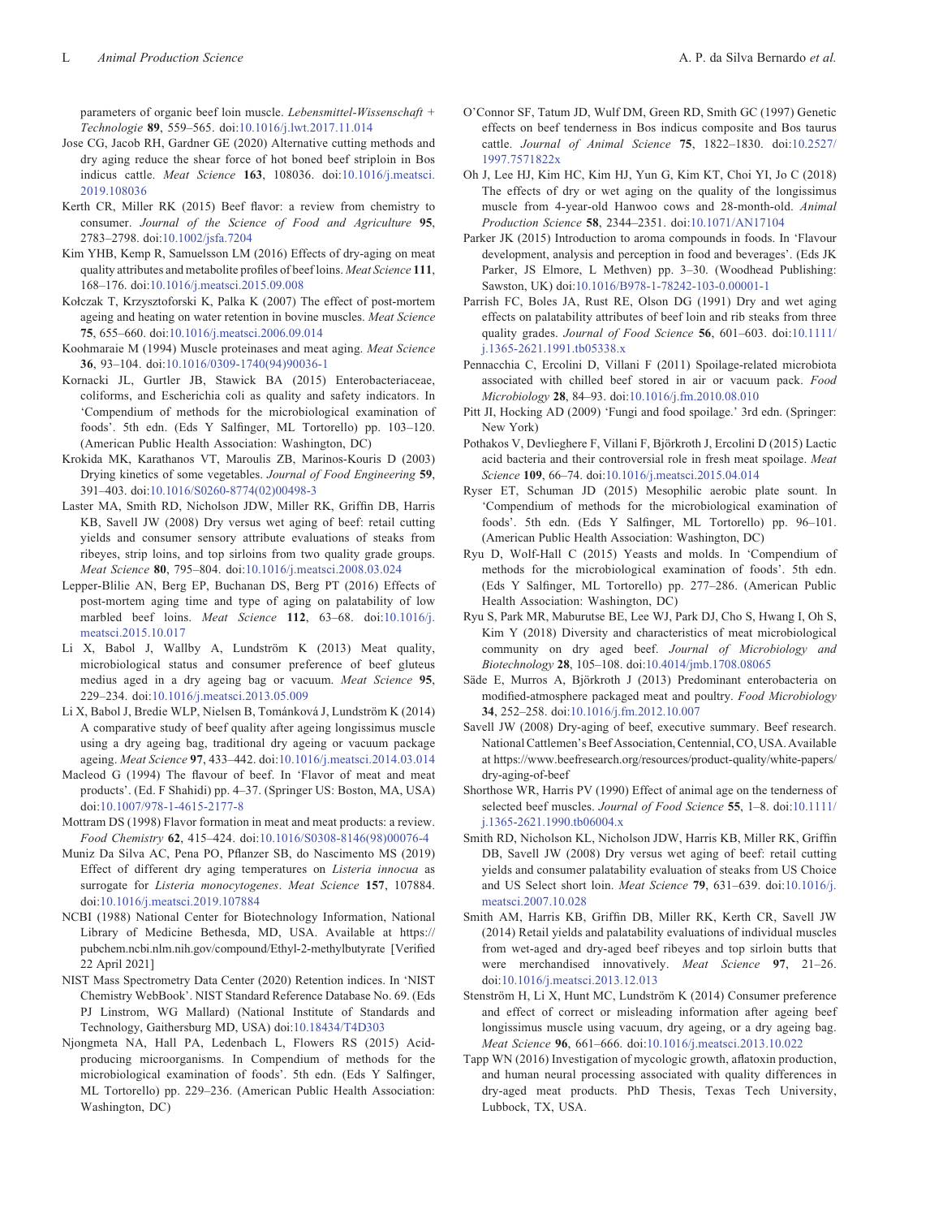parameters of organic beef loin muscle. *Lebensmittel-Wissenschaft + Technologie* **89**, 559–565. doi:10.1016/j.lwt.2017.11.014

Jose CG, Jacob RH, Gardner GE (2020) Alternative cutting methods and dry aging reduce the shear force of hot boned beef striploin in Bos indicus cattle. *Meat Science* **163**, 108036. doi:10.1016/j.meatsci.2019.108036

Kerth CR, Miller RK (2015) Beef flavor: a review from chemistry to consumer. *Journal of the Science of Food and Agriculture* **95**, 2783–2798. doi:10.1002/jsfa.7204

Kim YHB, Kemp R, Samuelsson LM (2016) Effects of dry-aging on meat quality attributes and metabolite profiles of beef loins. *Meat Science* **111**, 168–176. doi:10.1016/j.meatsci.2015.09.008

Kołczak T, Krzysztoforski K, Palka K (2007) The effect of post-mortem ageing and heating on water retention in bovine muscles. *Meat Science* **75**, 655–660. doi:10.1016/j.meatsci.2006.09.014

Koohmaraie M (1994) Muscle proteinases and meat aging. *Meat Science* **36**, 93–104. doi:10.1016/0309-1740(94)90036-1

Kornacki JL, Gurtler JB, Stawick BA (2015) Enterobacteriaceae, coliforms, and Escherichia coli as quality and safety indicators. In 'Compendium of methods for the microbiological examination of foods'. 5th edn. (Eds Y Salfinger, ML Tortorello) pp. 103–120. (American Public Health Association: Washington, DC)

Krokida MK, Karathanos VT, Maroulis ZB, Marinos-Kouris D (2003) Drying kinetics of some vegetables. *Journal of Food Engineering* **59**, 391–403. doi:10.1016/S0260-8774(02)00498-3

Laster MA, Smith RD, Nicholson JDW, Miller RK, Griffin DB, Harris KB, Savell JW (2008) Dry versus wet aging of beef: retail cutting yields and consumer sensory attribute evaluations of steaks from ribeyes, strip loins, and top sirloins from two quality grade groups. *Meat Science* **80**, 795–804. doi:10.1016/j.meatsci.2008.03.024

Lepper-Blilie AN, Berg EP, Buchanan DS, Berg PT (2016) Effects of post-mortem aging time and type of aging on palatability of low marbled beef loins. *Meat Science* **112**, 63–68. doi:10.1016/j.meatsci.2015.10.017

Li X, Babol J, Wallby A, Lundström K (2013) Meat quality, microbiological status and consumer preference of beef gluteus medius aged in a dry ageing bag or vacuum. *Meat Science* **95**, 229–234. doi:10.1016/j.meatsci.2013.05.009

Li X, Babol J, Bredie WLP, Nielsen B, Tománková J, Lundström K (2014) A comparative study of beef quality after ageing longissimus muscle using a dry ageing bag, traditional dry ageing or vacuum package ageing. *Meat Science* **97**, 433–442. doi:10.1016/j.meatsci.2014.03.014

Macleod G (1994) The flavour of beef. In 'Flavor of meat and meat products'. (Ed. F Shahidi) pp. 4–37. (Springer US: Boston, MA, USA) doi:10.1007/978-1-4615-2177-8

Mottram DS (1998) Flavor formation in meat and meat products: a review. *Food Chemistry* **62**, 415–424. doi:10.1016/S0308-8146(98)00076-4

Muniz Da Silva AC, Pena PO, Pflanzer SB, do Nascimento MS (2019) Effect of different dry aging temperatures on *Listeria innocua* as surrogate for *Listeria monocytogenes*. *Meat Science* **157**, 107884. doi:10.1016/j.meatsci.2019.107884

NCBI (1988) National Center for Biotechnology Information, National Library of Medicine Bethesda, MD, USA. Available at https://pubchem.ncbi.nlm.nih.gov/compound/Ethyl-2-methylbutyrate [Verified 22 April 2021]

NIST Mass Spectrometry Data Center (2020) Retention indices. In 'NIST Chemistry WebBook'. NIST Standard Reference Database No. 69. (Eds PJ Linstrom, WG Mallard) (National Institute of Standards and Technology, Gaithersburg MD, USA) doi:10.18434/T4D303

Njongmeta NA, Hall PA, Ledenbach L, Flowers RS (2015) Acid-producing microorganisms. In Compendium of methods for the microbiological examination of foods'. 5th edn. (Eds Y Salfinger, ML Tortorello) pp. 229–236. (American Public Health Association: Washington, DC)

O'Connor SF, Tatum JD, Wulf DM, Green RD, Smith GC (1997) Genetic effects on beef tenderness in Bos indicus composite and Bos taurus cattle. *Journal of Animal Science* **75**, 1822–1830. doi:10.2527/1997.7571822x

Oh J, Lee HJ, Kim HC, Kim HJ, Yun G, Kim KT, Choi YI, Jo C (2018) The effects of dry or wet aging on the quality of the longissimus muscle from 4-year-old Hanwoo cows and 28-month-old. *Animal Production Science* **58**, 2344–2351. doi:10.1071/AN17104

Parker JK (2015) Introduction to aroma compounds in foods. In 'Flavour development, analysis and perception in food and beverages'. (Eds JK Parker, JS Elmore, L Methven) pp. 3–30. (Woodhead Publishing: Sawston, UK) doi:10.1016/B978-1-78242-103-0.00001-1

Parrish FC, Boles JA, Rust RE, Olson DG (1991) Dry and wet aging effects on palatability attributes of beef loin and rib steaks from three quality grades. *Journal of Food Science* **56**, 601–603. doi:10.1111/j.1365-2621.1991.tb05338.x

Pennacchia C, Ercolini D, Villani F (2011) Spoilage-related microbiota associated with chilled beef stored in air or vacuum pack. *Food Microbiology* **28**, 84–93. doi:10.1016/j.fm.2010.08.010

Pitt JI, Hocking AD (2009) 'Fungi and food spoilage.' 3rd edn. (Springer: New York)

Pothakos V, Devlieghere F, Villani F, Björkroth J, Ercolini D (2015) Lactic acid bacteria and their controversial role in fresh meat spoilage. *Meat Science* **109**, 66–74. doi:10.1016/j.meatsci.2015.04.014

Ryser ET, Schuman JD (2015) Mesophilic aerobic plate sount. In 'Compendium of methods for the microbiological examination of foods'. 5th edn. (Eds Y Salfinger, ML Tortorello) pp. 96–101. (American Public Health Association: Washington, DC)

Ryu D, Wolf-Hall C (2015) Yeasts and molds. In 'Compendium of methods for the microbiological examination of foods'. 5th edn. (Eds Y Salfinger, ML Tortorello) pp. 277–286. (American Public Health Association: Washington, DC)

Ryu S, Park MR, Maburutse BE, Lee WJ, Park DJ, Cho S, Hwang I, Oh S, Kim Y (2018) Diversity and characteristics of meat microbiological community on dry aged beef. *Journal of Microbiology and Biotechnology* **28**, 105–108. doi:10.4014/jmb.1708.08065

Säde E, Murros A, Björkroth J (2013) Predominant enterobacteria on modified-atmosphere packaged meat and poultry. *Food Microbiology* **34**, 252–258. doi:10.1016/j.fm.2012.10.007

Savell JW (2008) Dry-aging of beef, executive summary. Beef research. National Cattlemen's Beef Association, Centennial, CO, USA. Available at https://www.beefresearch.org/resources/product-quality/white-papers/dry-aging-of-beef

Shorthose WR, Harris PV (1990) Effect of animal age on the tenderness of selected beef muscles. *Journal of Food Science* **55**, 1–8. doi:10.1111/j.1365-2621.1990.tb06004.x

Smith RD, Nicholson KL, Nicholson JDW, Harris KB, Miller RK, Griffin DB, Savell JW (2008) Dry versus wet aging of beef: retail cutting yields and consumer palatability evaluation of steaks from US Choice and US Select short loin. *Meat Science* **79**, 631–639. doi:10.1016/j.meatsci.2007.10.028

Smith AM, Harris KB, Griffin DB, Miller RK, Kerth CR, Savell JW (2014) Retail yields and palatability evaluations of individual muscles from wet-aged and dry-aged beef ribeyes and top sirloin butts that were merchandised innovatively. *Meat Science* **97**, 21–26. doi:10.1016/j.meatsci.2013.12.013

Stenström H, Li X, Hunt MC, Lundström K (2014) Consumer preference and effect of correct or misleading information after ageing beef longissimus muscle using vacuum, dry ageing, or a dry ageing bag. *Meat Science* **96**, 661–666. doi:10.1016/j.meatsci.2013.10.022

Tapp WN (2016) Investigation of mycologic growth, aflatoxin production, and human neural processing associated with quality differences in dry-aged meat products. PhD Thesis, Texas Tech University, Lubbock, TX, USA.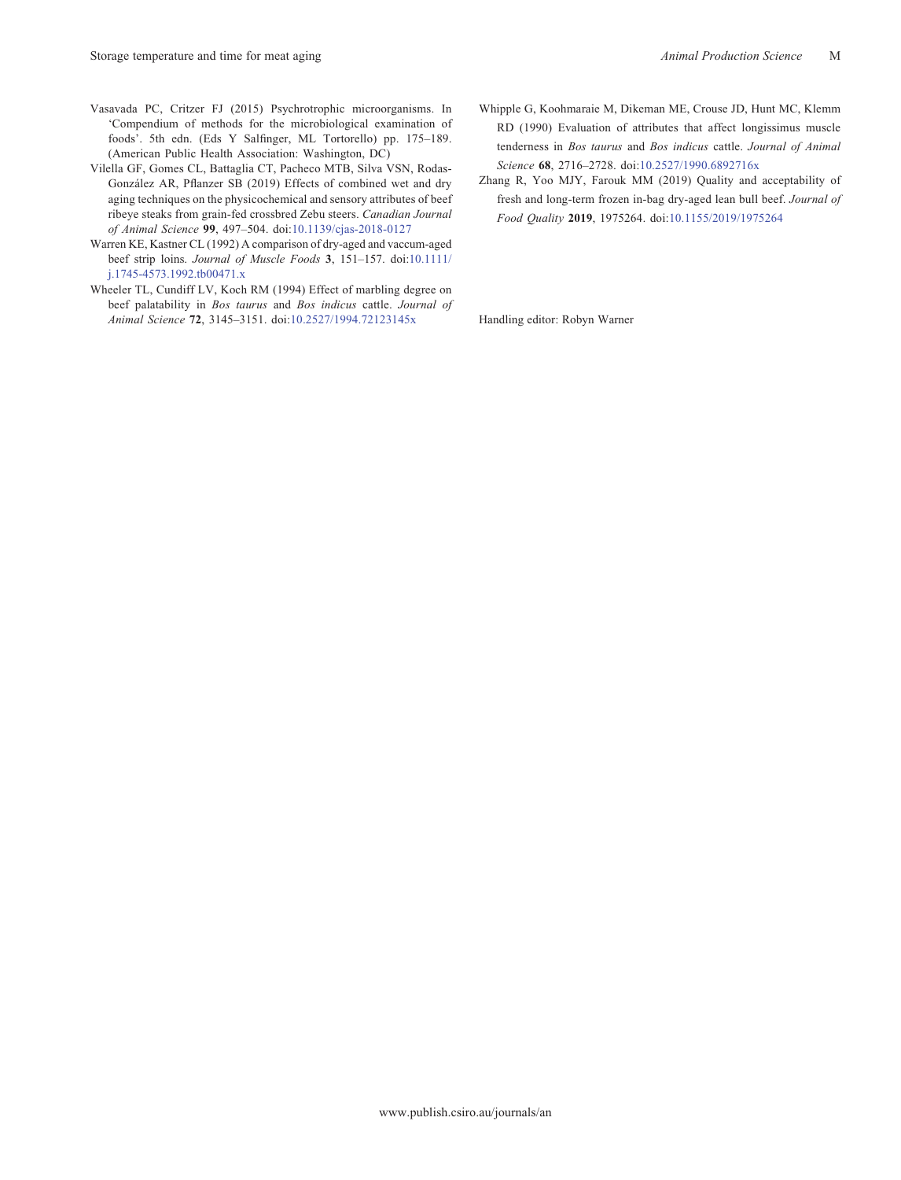Vasavada PC, Critzer FJ (2015) Psychrotrophic microorganisms. In 'Compendium of methods for the microbiological examination of foods'. 5th edn. (Eds Y Salfinger, ML Tortorello) pp. 175–189. (American Public Health Association: Washington, DC)

Vilella GF, Gomes CL, Battaglia CT, Pacheco MTB, Silva VSN, Rodas-González AR, Pflanzer SB (2019) Effects of combined wet and dry aging techniques on the physicochemical and sensory attributes of beef ribeye steaks from grain-fed crossbred Zebu steers. *Canadian Journal of Animal Science* **99**, 497–504. doi:10.1139/cjas-2018-0127

Warren KE, Kastner CL (1992) A comparison of dry-aged and vaccum-aged beef strip loins. *Journal of Muscle Foods* **3**, 151–157. doi:10.1111/j.1745-4573.1992.tb00471.x

Wheeler TL, Cundiff LV, Koch RM (1994) Effect of marbling degree on beef palatability in *Bos taurus* and *Bos indicus* cattle. *Journal of Animal Science* **72**, 3145–3151. doi:10.2527/1994.72123145x

Whipple G, Koohmaraie M, Dikeman ME, Crouse JD, Hunt MC, Klemm RD (1990) Evaluation of attributes that affect longissimus muscle tenderness in *Bos taurus* and *Bos indicus* cattle. *Journal of Animal Science* **68**, 2716–2728. doi:10.2527/1990.6892716x

Zhang R, Yoo MJY, Farouk MM (2019) Quality and acceptability of fresh and long-term frozen in-bag dry-aged lean bull beef. *Journal of Food Quality* **2019**, 1975264. doi:10.1155/2019/1975264

Handling editor: Robyn Warner